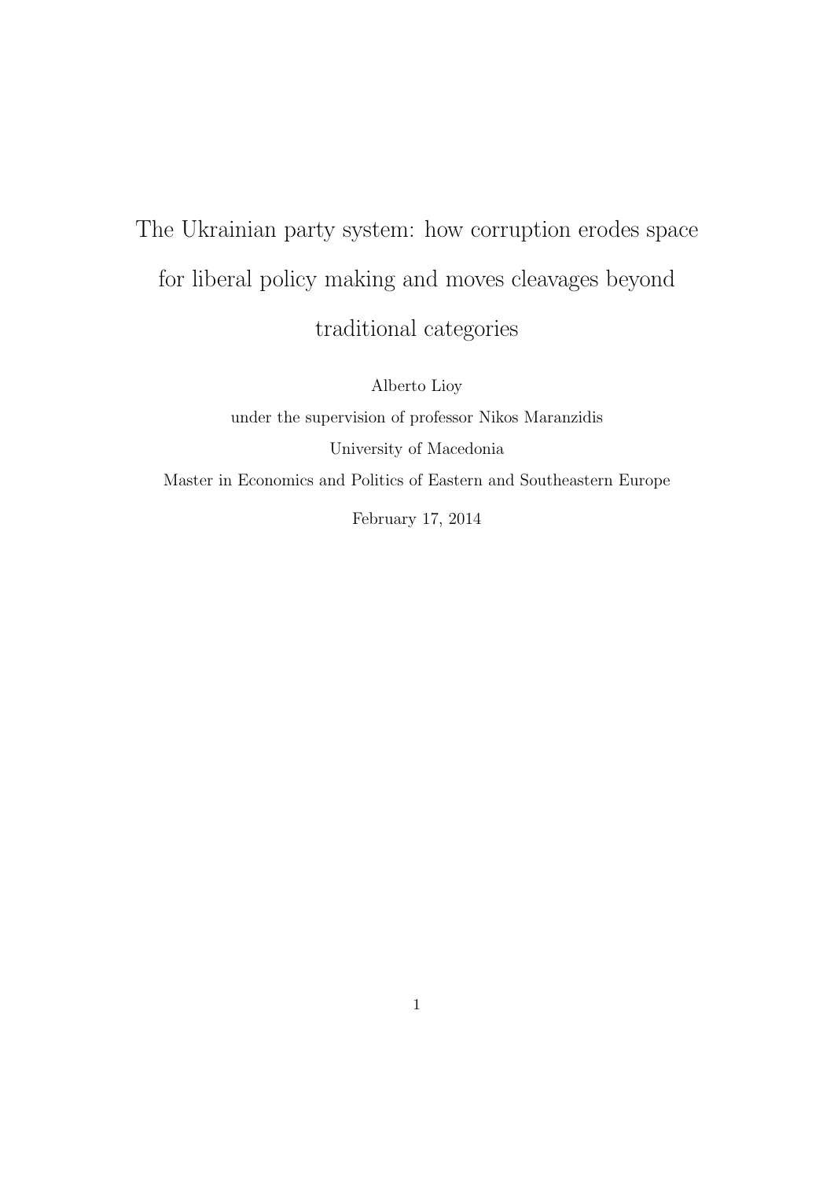# The Ukrainian party system: how corruption erodes space for liberal policy making and moves cleavages beyond traditional categories

Alberto Lioy

under the supervision of professor Nikos Maranzidis

University of Macedonia

Master in Economics and Politics of Eastern and Southeastern Europe

February 17, 2014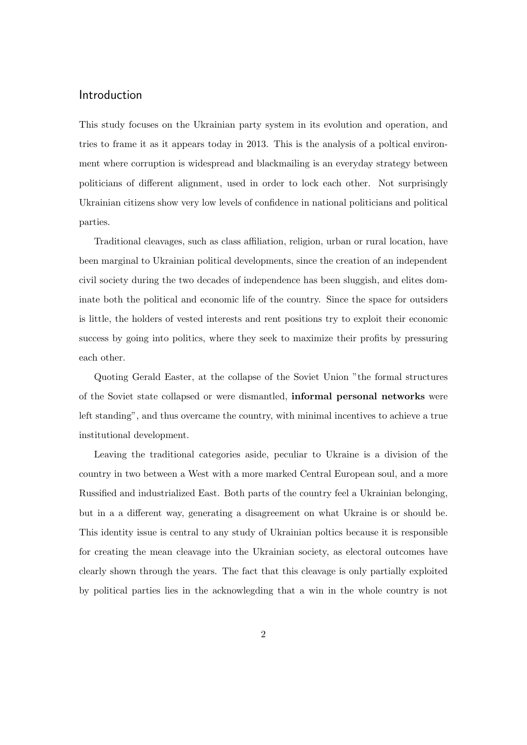## Introduction

This study focuses on the Ukrainian party system in its evolution and operation, and tries to frame it as it appears today in 2013. This is the analysis of a poltical environment where corruption is widespread and blackmailing is an everyday strategy between politicians of different alignment, used in order to lock each other. Not surprisingly Ukrainian citizens show very low levels of confidence in national politicians and political parties.

Traditional cleavages, such as class affiliation, religion, urban or rural location, have been marginal to Ukrainian political developments, since the creation of an independent civil society during the two decades of independence has been sluggish, and elites dominate both the political and economic life of the country. Since the space for outsiders is little, the holders of vested interests and rent positions try to exploit their economic success by going into politics, where they seek to maximize their profits by pressuring each other.

Quoting Gerald Easter, at the collapse of the Soviet Union "the formal structures of the Soviet state collapsed or were dismantled, **informal personal networks** were left standing", and thus overcame the country, with minimal incentives to achieve a true institutional development.

Leaving the traditional categories aside, peculiar to Ukraine is a division of the country in two between a West with a more marked Central European soul, and a more Russified and industrialized East. Both parts of the country feel a Ukrainian belonging, but in a a different way, generating a disagreement on what Ukraine is or should be. This identity issue is central to any study of Ukrainian poltics because it is responsible for creating the mean cleavage into the Ukrainian society, as electoral outcomes have clearly shown through the years. The fact that this cleavage is only partially exploited by political parties lies in the acknowlegding that a win in the whole country is not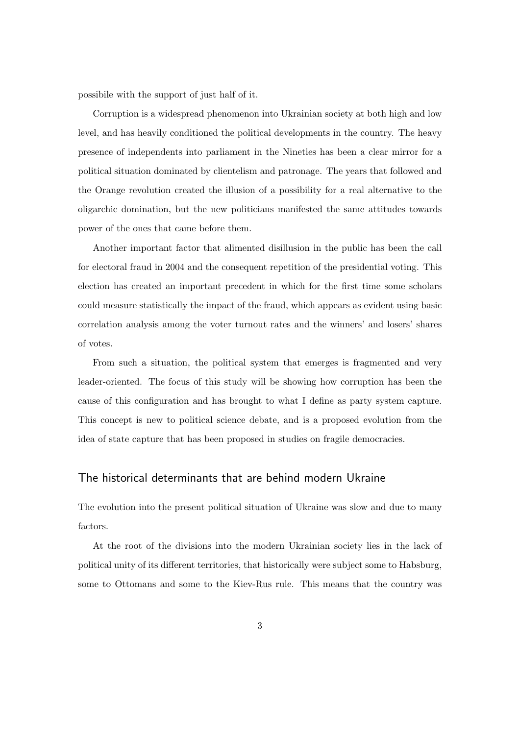possibile with the support of just half of it.

Corruption is a widespread phenomenon into Ukrainian society at both high and low level, and has heavily conditioned the political developments in the country. The heavy presence of independents into parliament in the Nineties has been a clear mirror for a political situation dominated by clientelism and patronage. The years that followed and the Orange revolution created the illusion of a possibility for a real alternative to the oligarchic domination, but the new politicians manifested the same attitudes towards power of the ones that came before them.

Another important factor that alimented disillusion in the public has been the call for electoral fraud in 2004 and the consequent repetition of the presidential voting. This election has created an important precedent in which for the first time some scholars could measure statistically the impact of the fraud, which appears as evident using basic correlation analysis among the voter turnout rates and the winners' and losers' shares of votes.

From such a situation, the political system that emerges is fragmented and very leader-oriented. The focus of this study will be showing how corruption has been the cause of this configuration and has brought to what I define as party system capture. This concept is new to political science debate, and is a proposed evolution from the idea of state capture that has been proposed in studies on fragile democracies.

## The historical determinants that are behind modern Ukraine

The evolution into the present political situation of Ukraine was slow and due to many factors.

At the root of the divisions into the modern Ukrainian society lies in the lack of political unity of its different territories, that historically were subject some to Habsburg, some to Ottomans and some to the Kiev-Rus rule. This means that the country was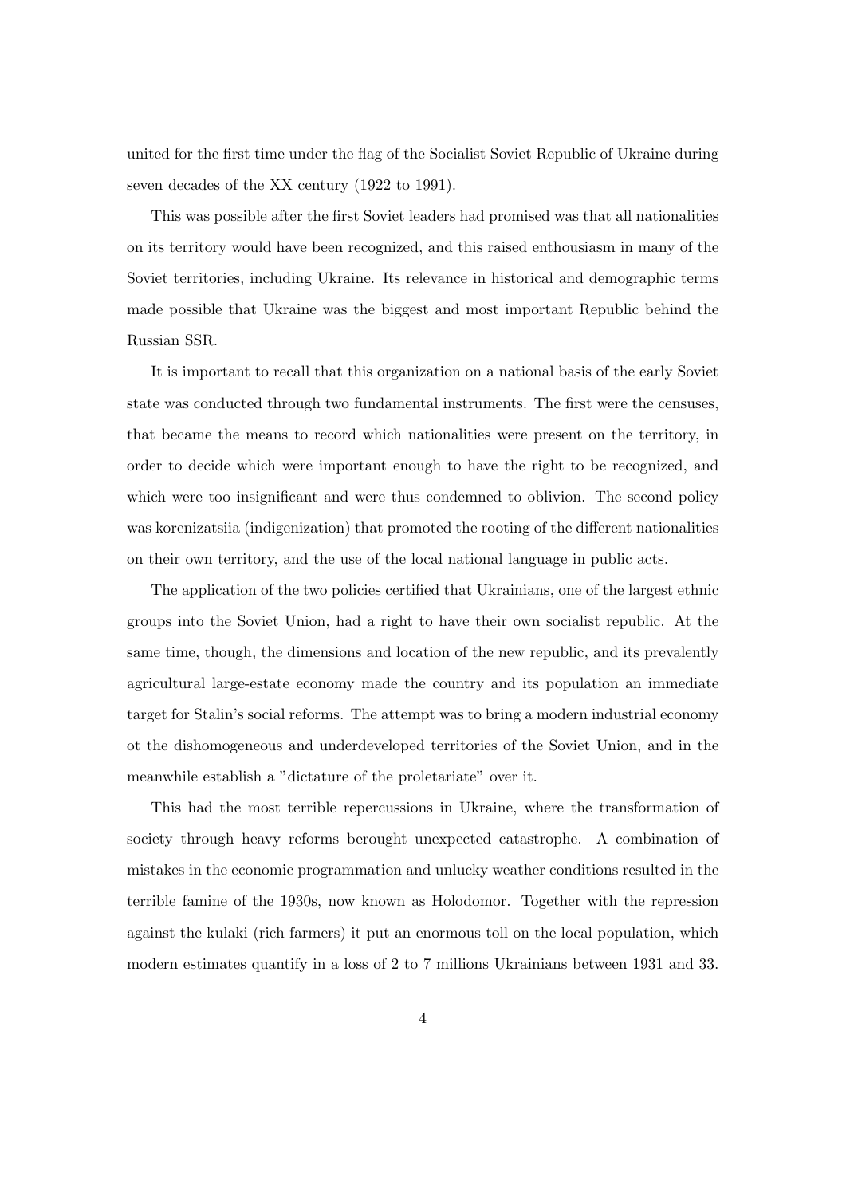united for the first time under the flag of the Socialist Soviet Republic of Ukraine during seven decades of the XX century (1922 to 1991).

This was possible after the first Soviet leaders had promised was that all nationalities on its territory would have been recognized, and this raised enthousiasm in many of the Soviet territories, including Ukraine. Its relevance in historical and demographic terms made possible that Ukraine was the biggest and most important Republic behind the Russian SSR.

It is important to recall that this organization on a national basis of the early Soviet state was conducted through two fundamental instruments. The first were the censuses, that became the means to record which nationalities were present on the territory, in order to decide which were important enough to have the right to be recognized, and which were too insignificant and were thus condemned to oblivion. The second policy was korenizatsiia (indigenization) that promoted the rooting of the different nationalities on their own territory, and the use of the local national language in public acts.

The application of the two policies certified that Ukrainians, one of the largest ethnic groups into the Soviet Union, had a right to have their own socialist republic. At the same time, though, the dimensions and location of the new republic, and its prevalently agricultural large-estate economy made the country and its population an immediate target for Stalin's social reforms. The attempt was to bring a modern industrial economy ot the dishomogeneous and underdeveloped territories of the Soviet Union, and in the meanwhile establish a "dictature of the proletariate" over it.

This had the most terrible repercussions in Ukraine, where the transformation of society through heavy reforms berought unexpected catastrophe. A combination of mistakes in the economic programmation and unlucky weather conditions resulted in the terrible famine of the 1930s, now known as Holodomor. Together with the repression against the kulaki (rich farmers) it put an enormous toll on the local population, which modern estimates quantify in a loss of 2 to 7 millions Ukrainians between 1931 and 33.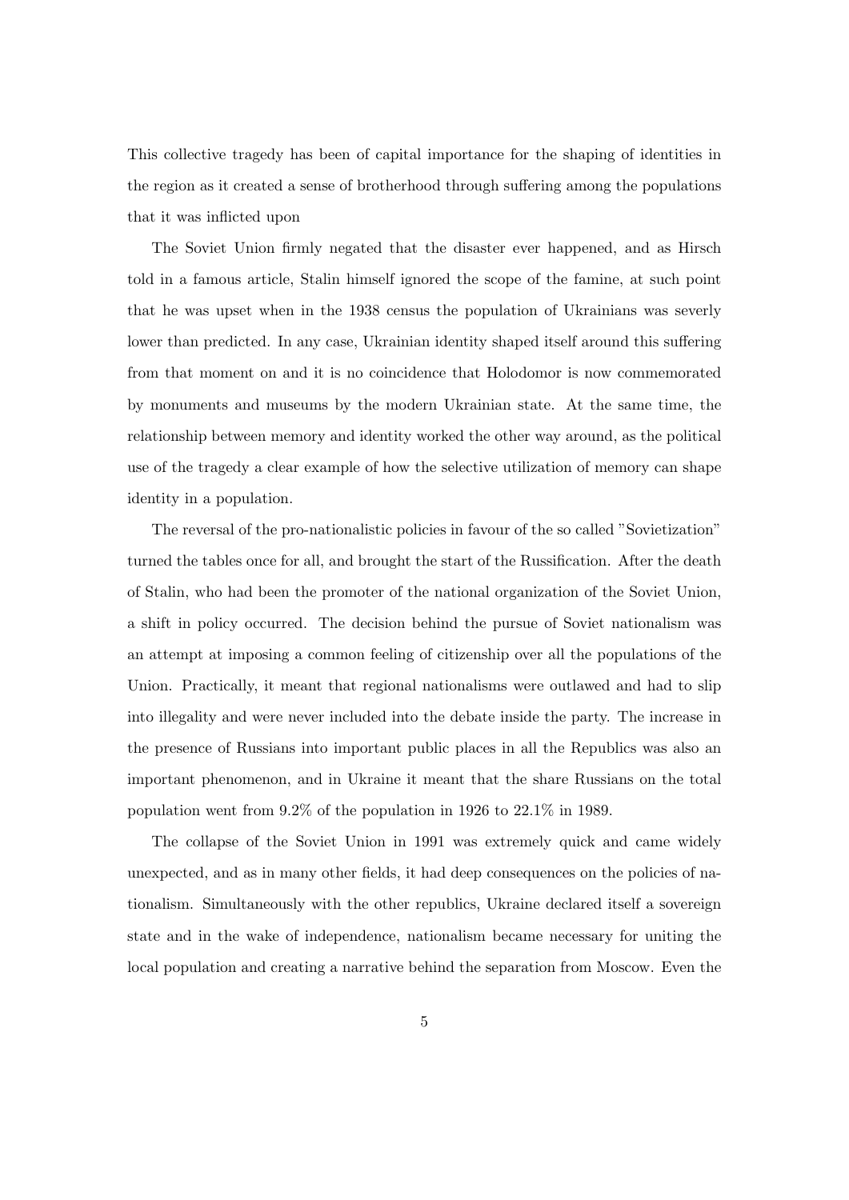This collective tragedy has been of capital importance for the shaping of identities in the region as it created a sense of brotherhood through suffering among the populations that it was inflicted upon

The Soviet Union firmly negated that the disaster ever happened, and as Hirsch told in a famous article, Stalin himself ignored the scope of the famine, at such point that he was upset when in the 1938 census the population of Ukrainians was severly lower than predicted. In any case, Ukrainian identity shaped itself around this suffering from that moment on and it is no coincidence that Holodomor is now commemorated by monuments and museums by the modern Ukrainian state. At the same time, the relationship between memory and identity worked the other way around, as the political use of the tragedy a clear example of how the selective utilization of memory can shape identity in a population.

The reversal of the pro-nationalistic policies in favour of the so called "Sovietization" turned the tables once for all, and brought the start of the Russification. After the death of Stalin, who had been the promoter of the national organization of the Soviet Union, a shift in policy occurred. The decision behind the pursue of Soviet nationalism was an attempt at imposing a common feeling of citizenship over all the populations of the Union. Practically, it meant that regional nationalisms were outlawed and had to slip into illegality and were never included into the debate inside the party. The increase in the presence of Russians into important public places in all the Republics was also an important phenomenon, and in Ukraine it meant that the share Russians on the total population went from 9.2% of the population in 1926 to 22.1% in 1989.

The collapse of the Soviet Union in 1991 was extremely quick and came widely unexpected, and as in many other fields, it had deep consequences on the policies of nationalism. Simultaneously with the other republics, Ukraine declared itself a sovereign state and in the wake of independence, nationalism became necessary for uniting the local population and creating a narrative behind the separation from Moscow. Even the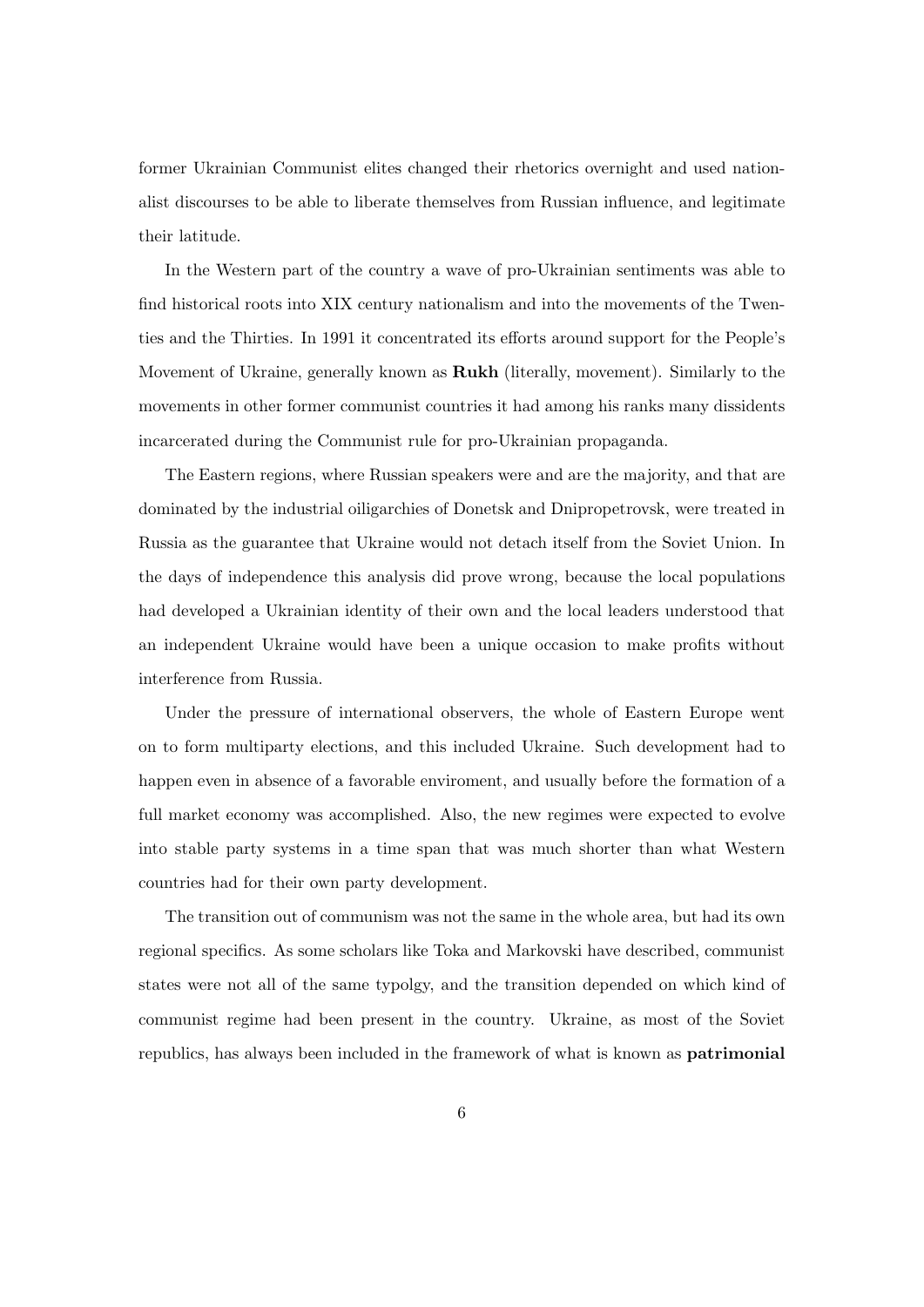former Ukrainian Communist elites changed their rhetorics overnight and used nationalist discourses to be able to liberate themselves from Russian influence, and legitimate their latitude.

In the Western part of the country a wave of pro-Ukrainian sentiments was able to find historical roots into XIX century nationalism and into the movements of the Twenties and the Thirties. In 1991 it concentrated its efforts around support for the People's Movement of Ukraine, generally known as **Rukh** (literally, movement). Similarly to the movements in other former communist countries it had among his ranks many dissidents incarcerated during the Communist rule for pro-Ukrainian propaganda.

The Eastern regions, where Russian speakers were and are the majority, and that are dominated by the industrial oiligarchies of Donetsk and Dnipropetrovsk, were treated in Russia as the guarantee that Ukraine would not detach itself from the Soviet Union. In the days of independence this analysis did prove wrong, because the local populations had developed a Ukrainian identity of their own and the local leaders understood that an independent Ukraine would have been a unique occasion to make profits without interference from Russia.

Under the pressure of international observers, the whole of Eastern Europe went on to form multiparty elections, and this included Ukraine. Such development had to happen even in absence of a favorable enviroment, and usually before the formation of a full market economy was accomplished. Also, the new regimes were expected to evolve into stable party systems in a time span that was much shorter than what Western countries had for their own party development.

The transition out of communism was not the same in the whole area, but had its own regional specifics. As some scholars like Toka and Markovski have described, communist states were not all of the same typolgy, and the transition depended on which kind of communist regime had been present in the country. Ukraine, as most of the Soviet republics, has always been included in the framework of what is known as **patrimonial**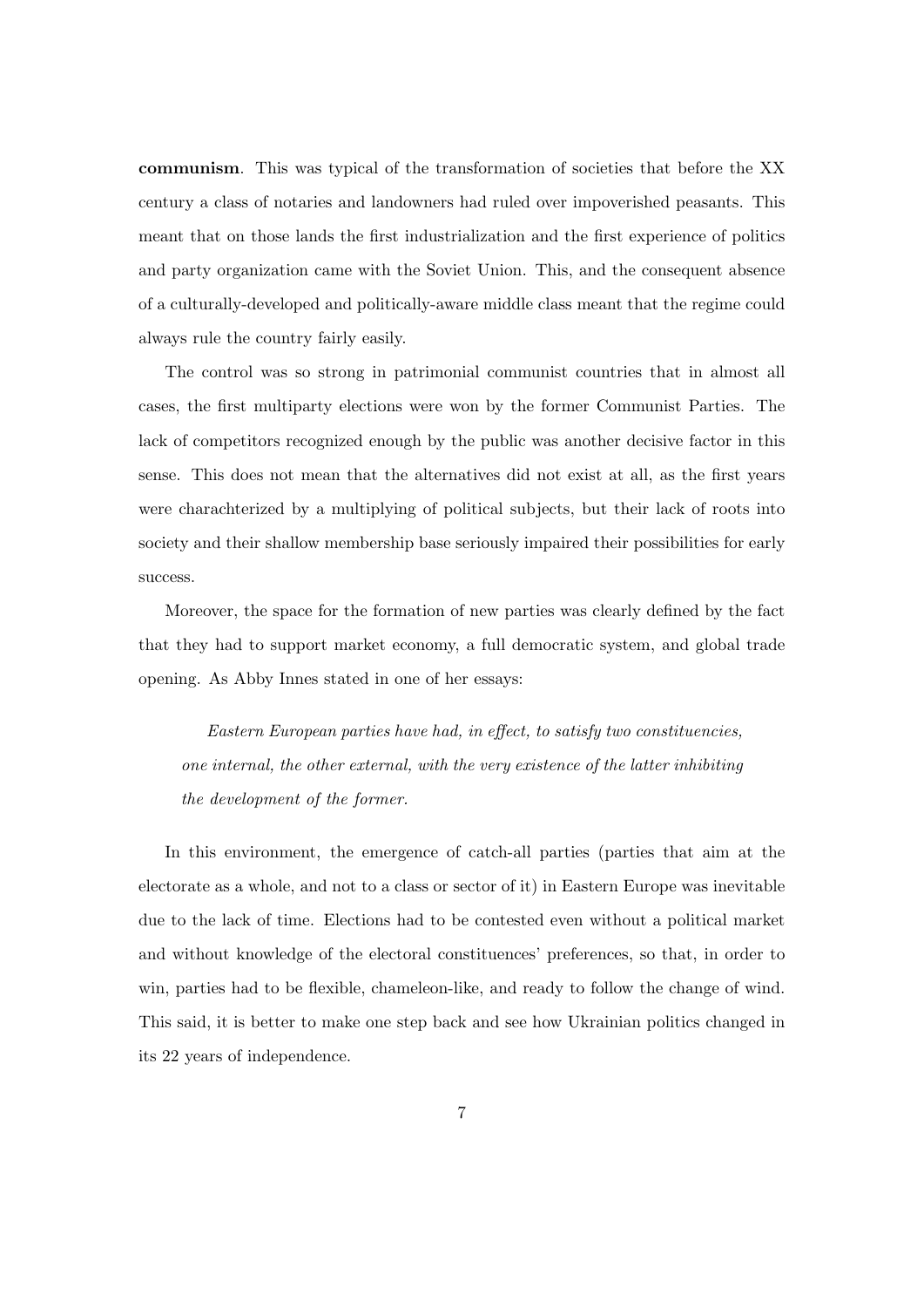**communism**. This was typical of the transformation of societies that before the XX century a class of notaries and landowners had ruled over impoverished peasants. This meant that on those lands the first industrialization and the first experience of politics and party organization came with the Soviet Union. This, and the consequent absence of a culturally-developed and politically-aware middle class meant that the regime could always rule the country fairly easily.

The control was so strong in patrimonial communist countries that in almost all cases, the first multiparty elections were won by the former Communist Parties. The lack of competitors recognized enough by the public was another decisive factor in this sense. This does not mean that the alternatives did not exist at all, as the first years were charachterized by a multiplying of political subjects, but their lack of roots into society and their shallow membership base seriously impaired their possibilities for early success.

Moreover, the space for the formation of new parties was clearly defined by the fact that they had to support market economy, a full democratic system, and global trade opening. As Abby Innes stated in one of her essays:

> *Eastern European parties have had, in effect, to satisfy two constituencies, one internal, the other external, with the very existence of the latter inhibiting the development of the former.*

In this environment, the emergence of catch-all parties (parties that aim at the electorate as a whole, and not to a class or sector of it) in Eastern Europe was inevitable due to the lack of time. Elections had to be contested even without a political market and without knowledge of the electoral constituences' preferences, so that, in order to win, parties had to be flexible, chameleon-like, and ready to follow the change of wind. This said, it is better to make one step back and see how Ukrainian politics changed in its 22 years of independence.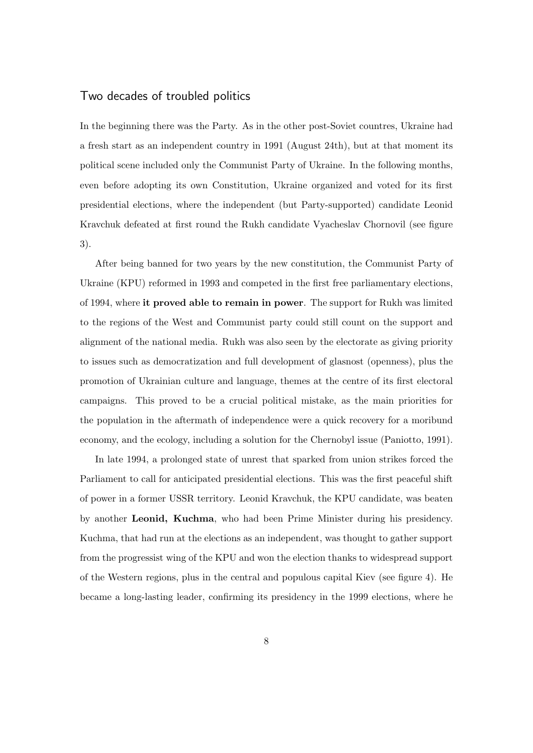## Two decades of troubled politics

In the beginning there was the Party. As in the other post-Soviet countres, Ukraine had a fresh start as an independent country in 1991 (August 24th), but at that moment its political scene included only the Communist Party of Ukraine. In the following months, even before adopting its own Constitution, Ukraine organized and voted for its first presidential elections, where the independent (but Party-supported) candidate Leonid Kravchuk defeated at first round the Rukh candidate Vyacheslav Chornovil (see figure 3).

After being banned for two years by the new constitution, the Communist Party of Ukraine (KPU) reformed in 1993 and competed in the first free parliamentary elections, of 1994, where **it proved able to remain in power**. The support for Rukh was limited to the regions of the West and Communist party could still count on the support and alignment of the national media. Rukh was also seen by the electorate as giving priority to issues such as democratization and full development of glasnost (openness), plus the promotion of Ukrainian culture and language, themes at the centre of its first electoral campaigns. This proved to be a crucial political mistake, as the main priorities for the population in the aftermath of independence were a quick recovery for a moribund economy, and the ecology, including a solution for the Chernobyl issue (Paniotto, 1991).

In late 1994, a prolonged state of unrest that sparked from union strikes forced the Parliament to call for anticipated presidential elections. This was the first peaceful shift of power in a former USSR territory. Leonid Kravchuk, the KPU candidate, was beaten by another **Leonid, Kuchma**, who had been Prime Minister during his presidency. Kuchma, that had run at the elections as an independent, was thought to gather support from the progressist wing of the KPU and won the election thanks to widespread support of the Western regions, plus in the central and populous capital Kiev (see figure 4). He became a long-lasting leader, confirming its presidency in the 1999 elections, where he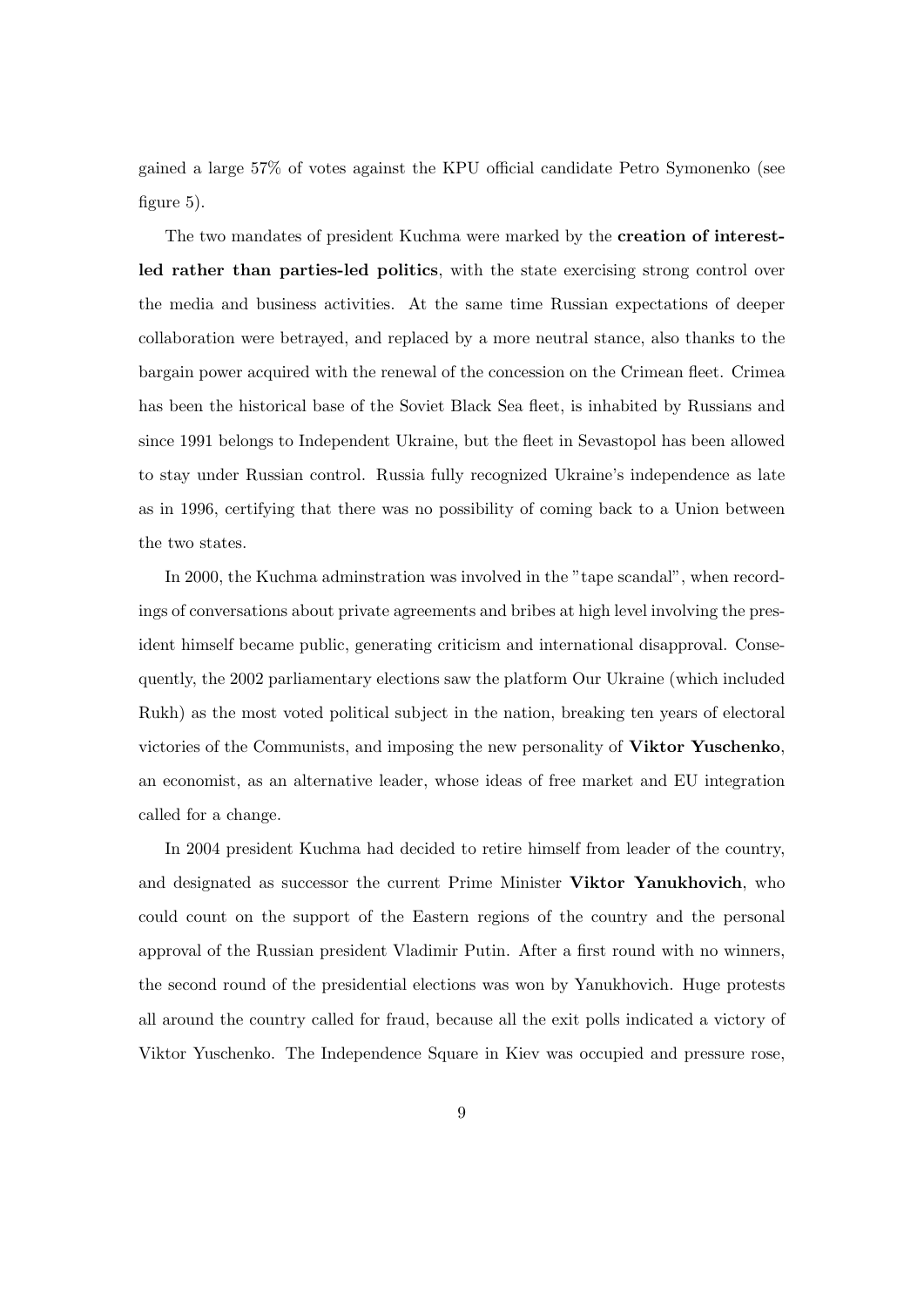gained a large 57% of votes against the KPU official candidate Petro Symonenko (see figure 5).

The two mandates of president Kuchma were marked by the **creation of interest-led rather than parties-led politics**, with the state exercising strong control over the media and business activities. At the same time Russian expectations of deeper collaboration were betrayed, and replaced by a more neutral stance, also thanks to the bargain power acquired with the renewal of the concession on the Crimean fleet. Crimea has been the historical base of the Soviet Black Sea fleet, is inhabited by Russians and since 1991 belongs to Independent Ukraine, but the fleet in Sevastopol has been allowed to stay under Russian control. Russia fully recognized Ukraine's independence as late as in 1996, certifying that there was no possibility of coming back to a Union between the two states.

In 2000, the Kuchma adminstration was involved in the "tape scandal", when recordings of conversations about private agreements and bribes at high level involving the president himself became public, generating criticism and international disapproval. Consequently, the 2002 parliamentary elections saw the platform Our Ukraine (which included Rukh) as the most voted political subject in the nation, breaking ten years of electoral victories of the Communists, and imposing the new personality of **Viktor Yuschenko**, an economist, as an alternative leader, whose ideas of free market and EU integration called for a change.

In 2004 president Kuchma had decided to retire himself from leader of the country, and designated as successor the current Prime Minister **Viktor Yanukhovich**, who could count on the support of the Eastern regions of the country and the personal approval of the Russian president Vladimir Putin. After a first round with no winners, the second round of the presidential elections was won by Yanukhovich. Huge protests all around the country called for fraud, because all the exit polls indicated a victory of Viktor Yuschenko. The Independence Square in Kiev was occupied and pressure rose,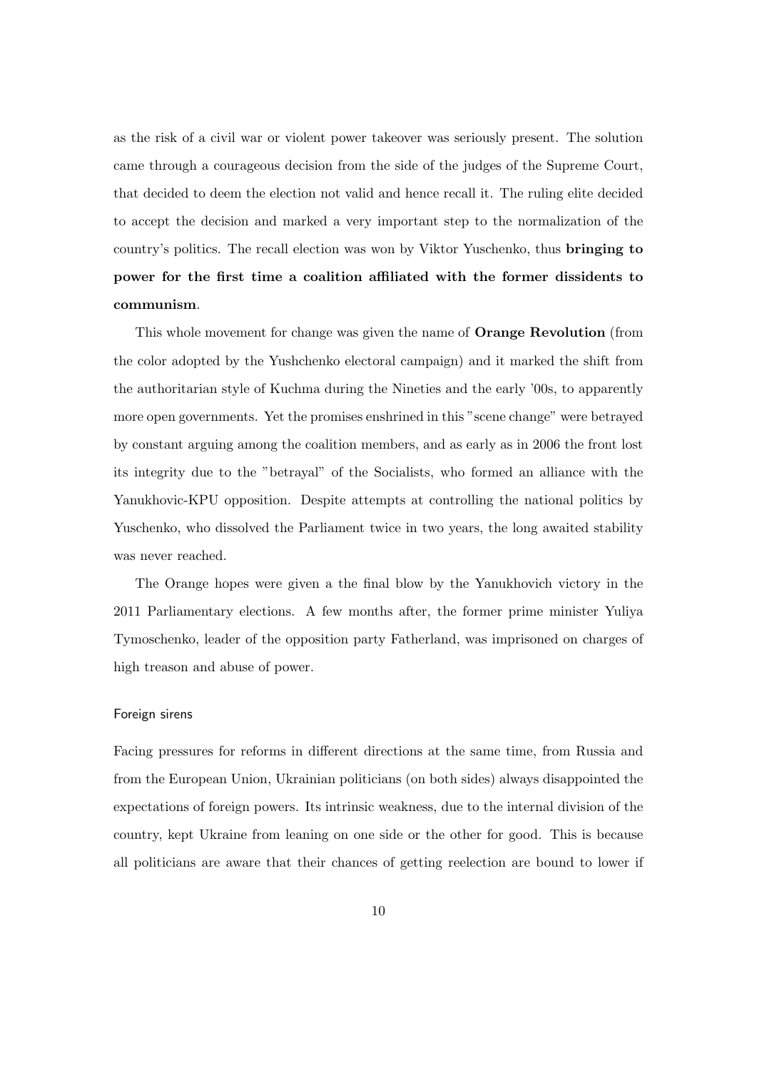as the risk of a civil war or violent power takeover was seriously present. The solution came through a courageous decision from the side of the judges of the Supreme Court, that decided to deem the election not valid and hence recall it. The ruling elite decided to accept the decision and marked a very important step to the normalization of the country's politics. The recall election was won by Viktor Yuschenko, thus **bringing to power for the first time a coalition affiliated with the former dissidents to communism**.

This whole movement for change was given the name of **Orange Revolution** (from the color adopted by the Yushchenko electoral campaign) and it marked the shift from the authoritarian style of Kuchma during the Nineties and the early '00s, to apparently more open governments. Yet the promises enshrined in this "scene change" were betrayed by constant arguing among the coalition members, and as early as in 2006 the front lost its integrity due to the "betrayal" of the Socialists, who formed an alliance with the Yanukhovic-KPU opposition. Despite attempts at controlling the national politics by Yuschenko, who dissolved the Parliament twice in two years, the long awaited stability was never reached.

The Orange hopes were given a the final blow by the Yanukhovich victory in the 2011 Parliamentary elections. A few months after, the former prime minister Yuliya Tymoschenko, leader of the opposition party Fatherland, was imprisoned on charges of high treason and abuse of power.

#### Foreign sirens

Facing pressures for reforms in different directions at the same time, from Russia and from the European Union, Ukrainian politicians (on both sides) always disappointed the expectations of foreign powers. Its intrinsic weakness, due to the internal division of the country, kept Ukraine from leaning on one side or the other for good. This is because all politicians are aware that their chances of getting reelection are bound to lower if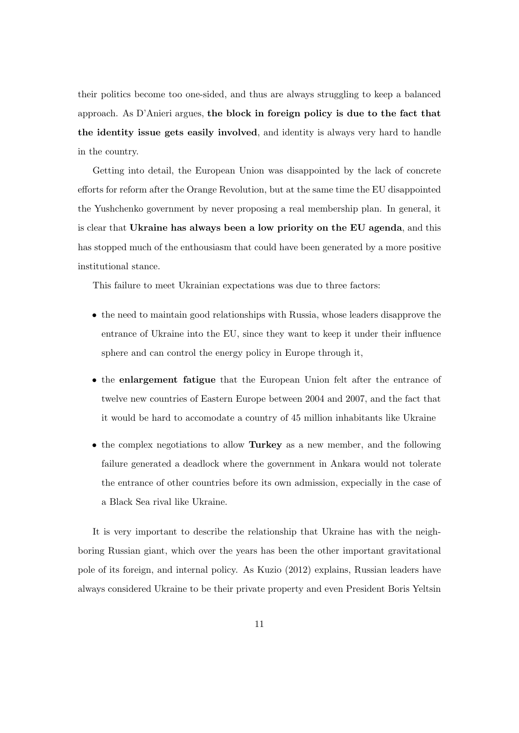their politics become too one-sided, and thus are always struggling to keep a balanced approach. As D'Anieri argues, **the block in foreign policy is due to the fact that the identity issue gets easily involved**, and identity is always very hard to handle in the country.

Getting into detail, the European Union was disappointed by the lack of concrete efforts for reform after the Orange Revolution, but at the same time the EU disappointed the Yushchenko government by never proposing a real membership plan. In general, it is clear that **Ukraine has always been a low priority on the EU agenda**, and this has stopped much of the enthousiasm that could have been generated by a more positive institutional stance.

This failure to meet Ukrainian expectations was due to three factors:

- the need to maintain good relationships with Russia, whose leaders disapprove the entrance of Ukraine into the EU, since they want to keep it under their influence sphere and can control the energy policy in Europe through it,
- the **enlargement fatigue** that the European Union felt after the entrance of twelve new countries of Eastern Europe between 2004 and 2007, and the fact that it would be hard to accomodate a country of 45 million inhabitants like Ukraine
- the complex negotiations to allow **Turkey** as a new member, and the following failure generated a deadlock where the government in Ankara would not tolerate the entrance of other countries before its own admission, expecially in the case of a Black Sea rival like Ukraine.

It is very important to describe the relationship that Ukraine has with the neighboring Russian giant, which over the years has been the other important gravitational pole of its foreign, and internal policy. As Kuzio (2012) explains, Russian leaders have always considered Ukraine to be their private property and even President Boris Yeltsin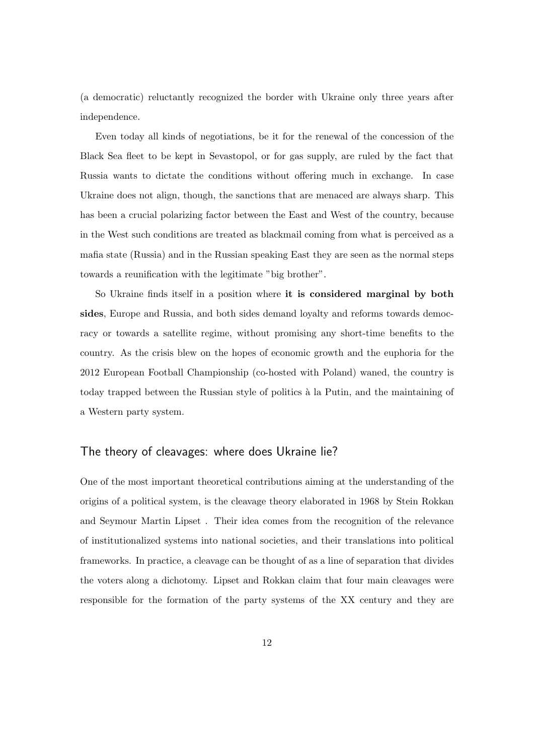(a democratic) reluctantly recognized the border with Ukraine only three years after independence.

Even today all kinds of negotiations, be it for the renewal of the concession of the Black Sea fleet to be kept in Sevastopol, or for gas supply, are ruled by the fact that Russia wants to dictate the conditions without offering much in exchange. In case Ukraine does not align, though, the sanctions that are menaced are always sharp. This has been a crucial polarizing factor between the East and West of the country, because in the West such conditions are treated as blackmail coming from what is perceived as a mafia state (Russia) and in the Russian speaking East they are seen as the normal steps towards a reunification with the legitimate "big brother".

So Ukraine finds itself in a position where **it is considered marginal by both sides**, Europe and Russia, and both sides demand loyalty and reforms towards democracy or towards a satellite regime, without promising any short-time benefits to the country. As the crisis blew on the hopes of economic growth and the euphoria for the 2012 European Football Championship (co-hosted with Poland) waned, the country is today trapped between the Russian style of politics à la Putin, and the maintaining of a Western party system.

## The theory of cleavages: where does Ukraine lie?

One of the most important theoretical contributions aiming at the understanding of the origins of a political system, is the cleavage theory elaborated in 1968 by Stein Rokkan and Seymour Martin Lipset . Their idea comes from the recognition of the relevance of institutionalized systems into national societies, and their translations into political frameworks. In practice, a cleavage can be thought of as a line of separation that divides the voters along a dichotomy. Lipset and Rokkan claim that four main cleavages were responsible for the formation of the party systems of the XX century and they are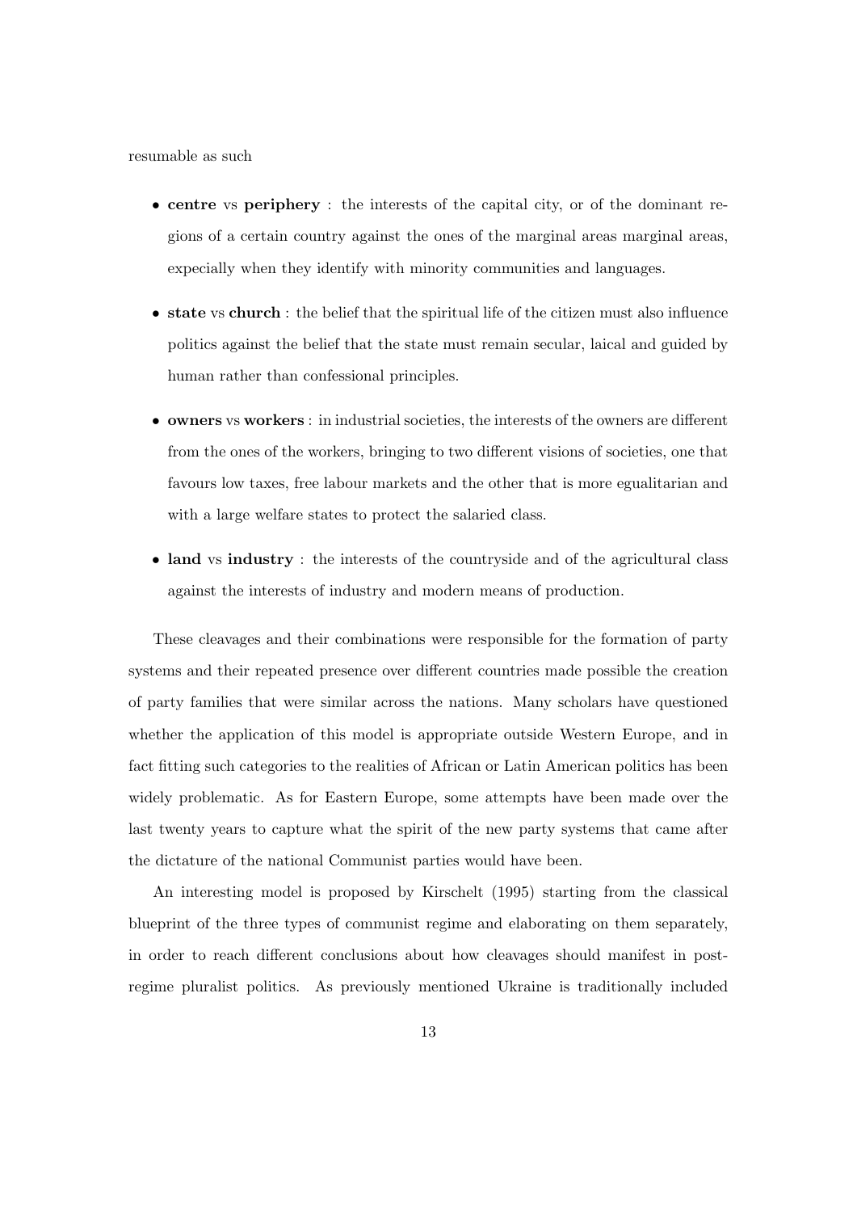resumable as such

- **centre** vs **periphery** : the interests of the capital city, or of the dominant regions of a certain country against the ones of the marginal areas marginal areas, expecially when they identify with minority communities and languages.
- **state** vs **church** : the belief that the spiritual life of the citizen must also influence politics against the belief that the state must remain secular, laical and guided by human rather than confessional principles.
- **owners** vs **workers** : in industrial societies, the interests of the owners are different from the ones of the workers, bringing to two different visions of societies, one that favours low taxes, free labour markets and the other that is more egualitarian and with a large welfare states to protect the salaried class.
- **land** vs **industry** : the interests of the countryside and of the agricultural class against the interests of industry and modern means of production.

These cleavages and their combinations were responsible for the formation of party systems and their repeated presence over different countries made possible the creation of party families that were similar across the nations. Many scholars have questioned whether the application of this model is appropriate outside Western Europe, and in fact fitting such categories to the realities of African or Latin American politics has been widely problematic. As for Eastern Europe, some attempts have been made over the last twenty years to capture what the spirit of the new party systems that came after the dictature of the national Communist parties would have been.

An interesting model is proposed by Kirschelt (1995) starting from the classical blueprint of the three types of communist regime and elaborating on them separately, in order to reach different conclusions about how cleavages should manifest in post-regime pluralist politics. As previously mentioned Ukraine is traditionally included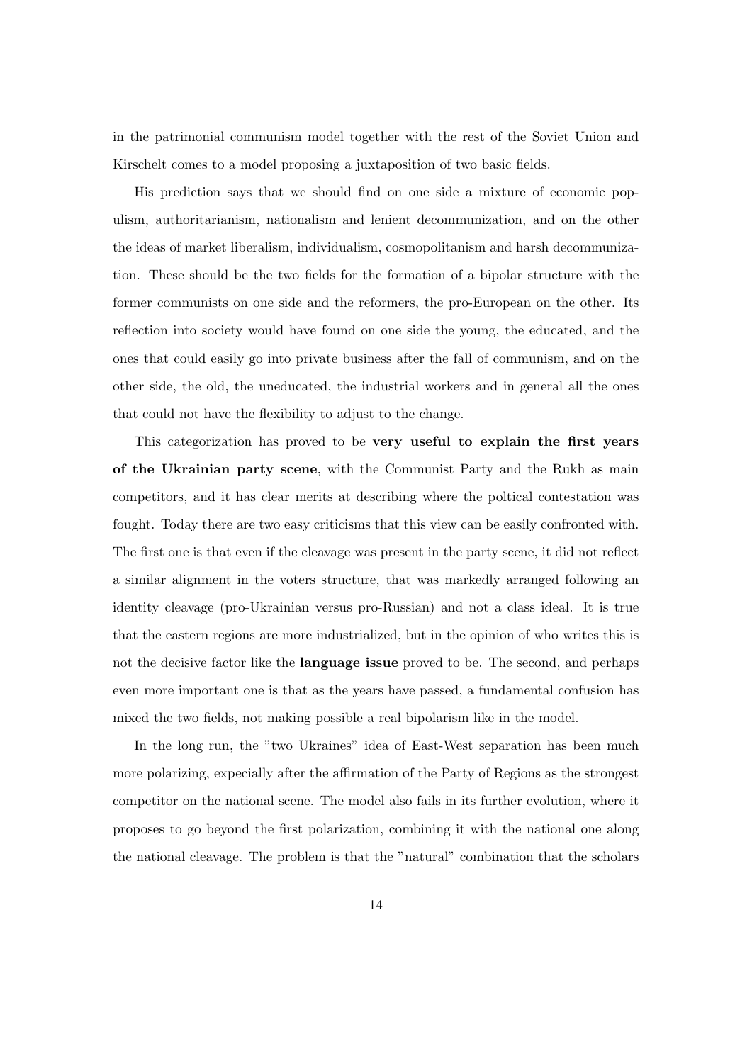in the patrimonial communism model together with the rest of the Soviet Union and Kirschelt comes to a model proposing a juxtaposition of two basic fields.

His prediction says that we should find on one side a mixture of economic populism, authoritarianism, nationalism and lenient decommunization, and on the other the ideas of market liberalism, individualism, cosmopolitanism and harsh decommunization. These should be the two fields for the formation of a bipolar structure with the former communists on one side and the reformers, the pro-European on the other. Its reflection into society would have found on one side the young, the educated, and the ones that could easily go into private business after the fall of communism, and on the other side, the old, the uneducated, the industrial workers and in general all the ones that could not have the flexibility to adjust to the change.

This categorization has proved to be **very useful to explain the first years of the Ukrainian party scene**, with the Communist Party and the Rukh as main competitors, and it has clear merits at describing where the poltical contestation was fought. Today there are two easy criticisms that this view can be easily confronted with. The first one is that even if the cleavage was present in the party scene, it did not reflect a similar alignment in the voters structure, that was markedly arranged following an identity cleavage (pro-Ukrainian versus pro-Russian) and not a class ideal. It is true that the eastern regions are more industrialized, but in the opinion of who writes this is not the decisive factor like the **language issue** proved to be. The second, and perhaps even more important one is that as the years have passed, a fundamental confusion has mixed the two fields, not making possible a real bipolarism like in the model.

In the long run, the "two Ukraines" idea of East-West separation has been much more polarizing, expecially after the affirmation of the Party of Regions as the strongest competitor on the national scene. The model also fails in its further evolution, where it proposes to go beyond the first polarization, combining it with the national one along the national cleavage. The problem is that the "natural" combination that the scholars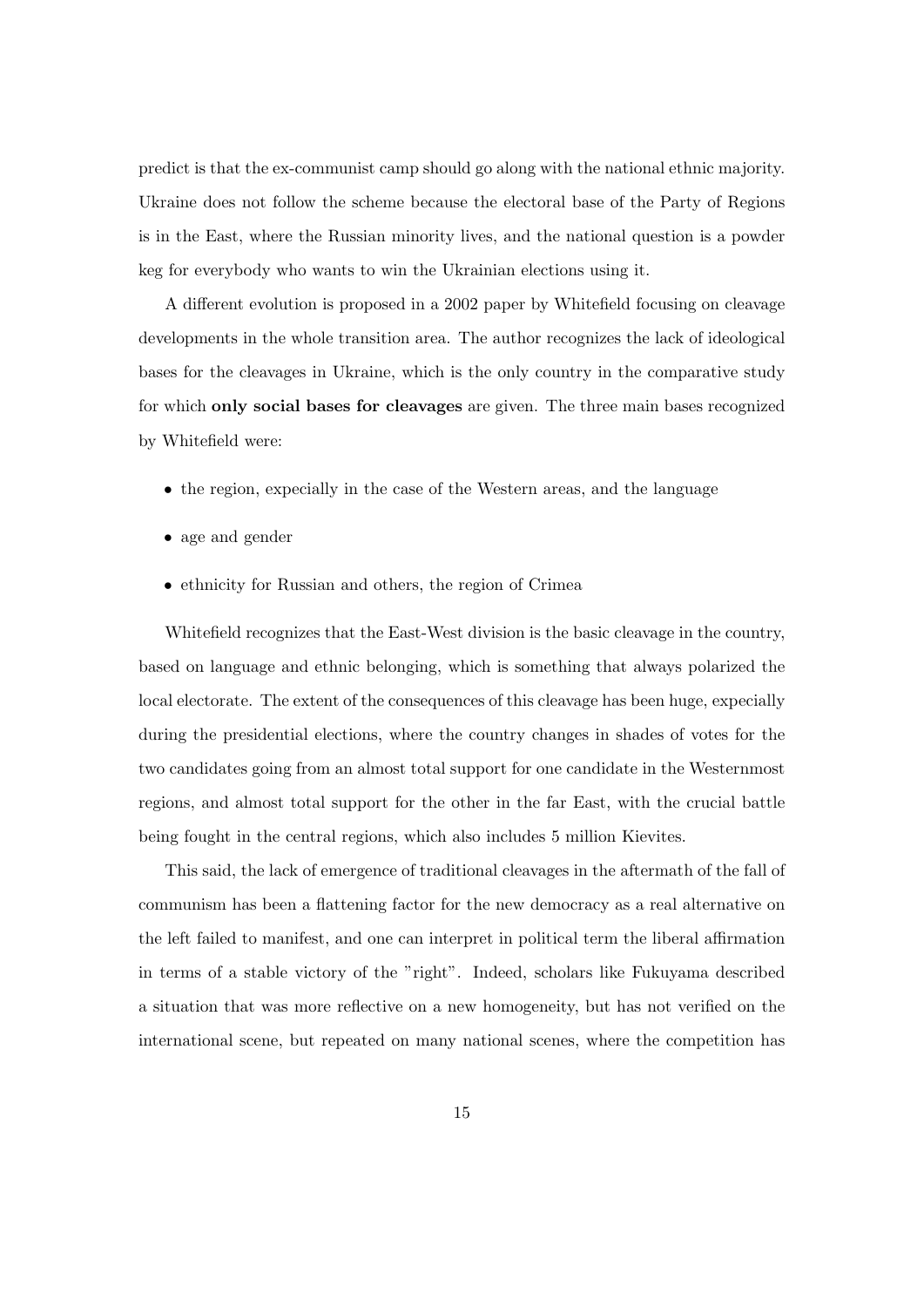predict is that the ex-communist camp should go along with the national ethnic majority. Ukraine does not follow the scheme because the electoral base of the Party of Regions is in the East, where the Russian minority lives, and the national question is a powder keg for everybody who wants to win the Ukrainian elections using it.

A different evolution is proposed in a 2002 paper by Whitefield focusing on cleavage developments in the whole transition area. The author recognizes the lack of ideological bases for the cleavages in Ukraine, which is the only country in the comparative study for which **only social bases for cleavages** are given. The three main bases recognized by Whitefield were:

- the region, expecially in the case of the Western areas, and the language
- age and gender
- ethnicity for Russian and others, the region of Crimea

Whitefield recognizes that the East-West division is the basic cleavage in the country, based on language and ethnic belonging, which is something that always polarized the local electorate. The extent of the consequences of this cleavage has been huge, expecially during the presidential elections, where the country changes in shades of votes for the two candidates going from an almost total support for one candidate in the Westernmost regions, and almost total support for the other in the far East, with the crucial battle being fought in the central regions, which also includes 5 million Kievites.

This said, the lack of emergence of traditional cleavages in the aftermath of the fall of communism has been a flattening factor for the new democracy as a real alternative on the left failed to manifest, and one can interpret in political term the liberal affirmation in terms of a stable victory of the "right". Indeed, scholars like Fukuyama described a situation that was more reflective on a new homogeneity, but has not verified on the international scene, but repeated on many national scenes, where the competition has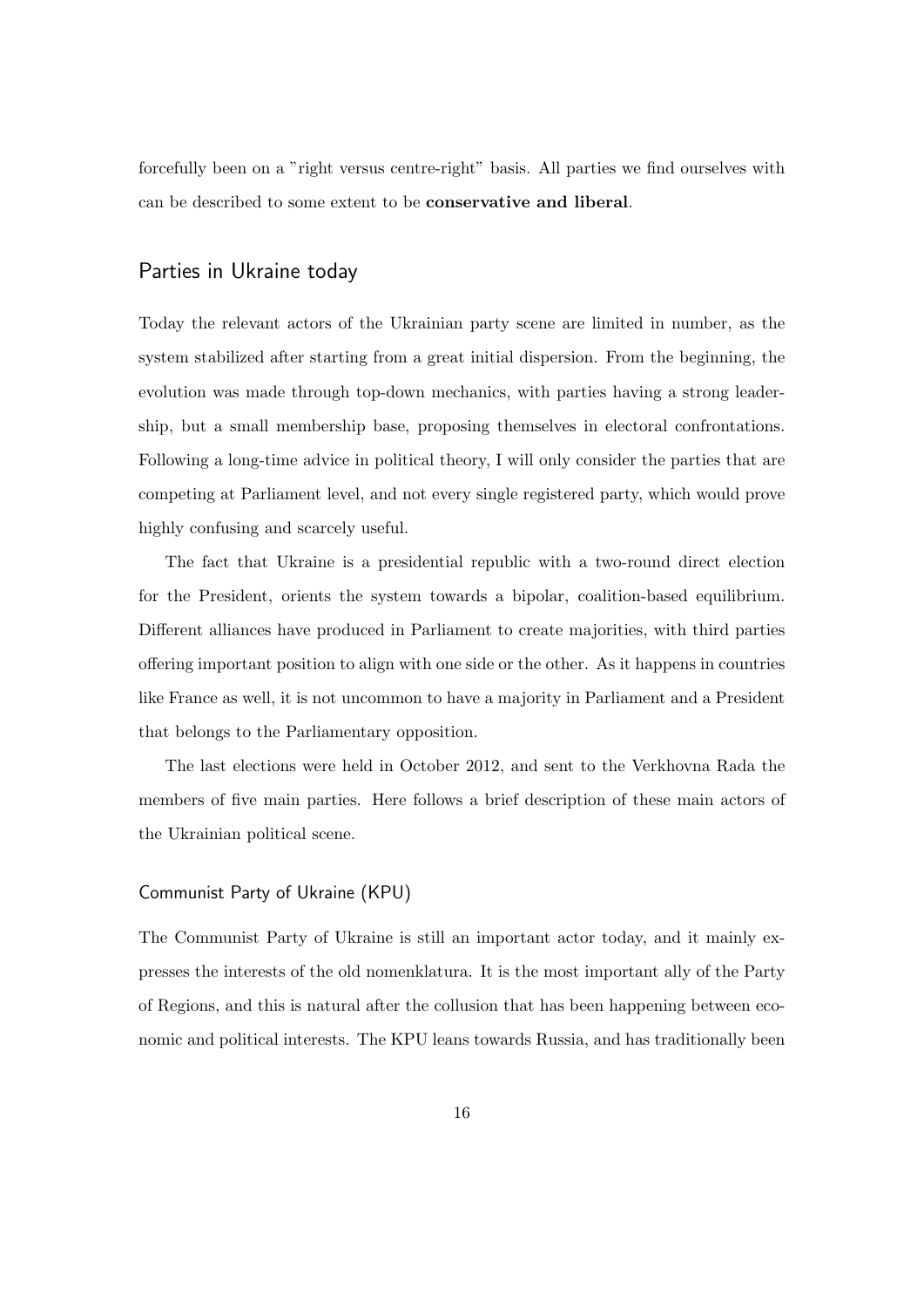forcefully been on a "right versus centre-right" basis. All parties we find ourselves with can be described to some extent to be **conservative and liberal**.

## Parties in Ukraine today

Today the relevant actors of the Ukrainian party scene are limited in number, as the system stabilized after starting from a great initial dispersion. From the beginning, the evolution was made through top-down mechanics, with parties having a strong leadership, but a small membership base, proposing themselves in electoral confrontations. Following a long-time advice in political theory, I will only consider the parties that are competing at Parliament level, and not every single registered party, which would prove highly confusing and scarcely useful.

The fact that Ukraine is a presidential republic with a two-round direct election for the President, orients the system towards a bipolar, coalition-based equilibrium. Different alliances have produced in Parliament to create majorities, with third parties offering important position to align with one side or the other. As it happens in countries like France as well, it is not uncommon to have a majority in Parliament and a President that belongs to the Parliamentary opposition.

The last elections were held in October 2012, and sent to the Verkhovna Rada the members of five main parties. Here follows a brief description of these main actors of the Ukrainian political scene.

### Communist Party of Ukraine (KPU)

The Communist Party of Ukraine is still an important actor today, and it mainly expresses the interests of the old nomenklatura. It is the most important ally of the Party of Regions, and this is natural after the collusion that has been happening between economic and political interests. The KPU leans towards Russia, and has traditionally been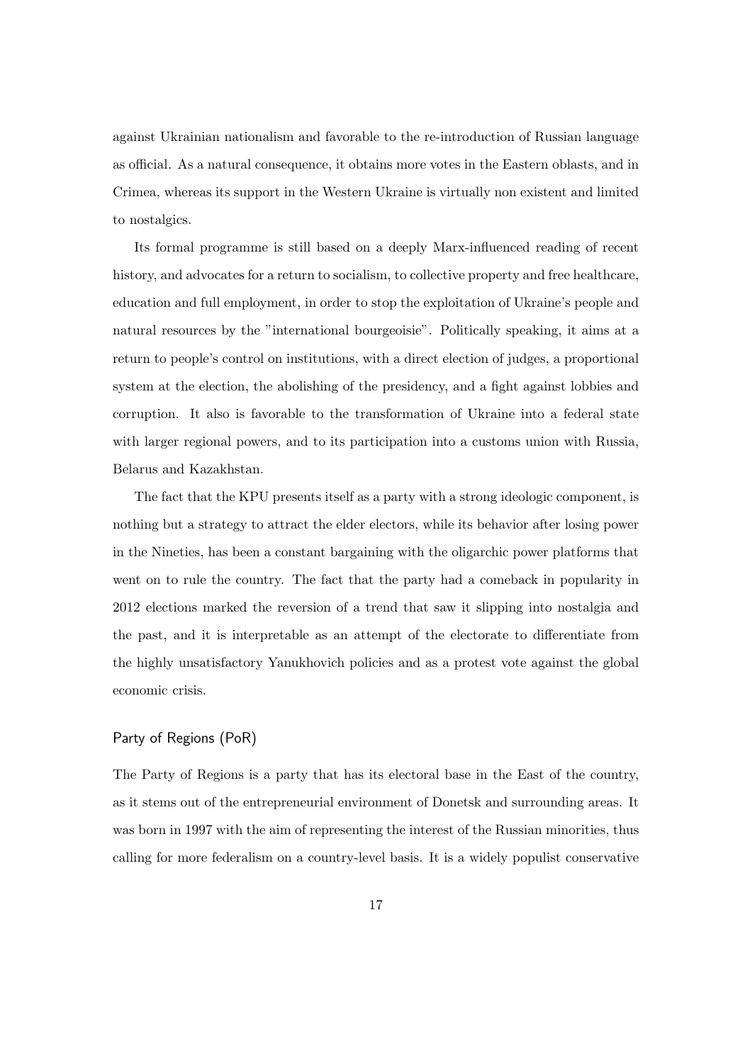against Ukrainian nationalism and favorable to the re-introduction of Russian language as official. As a natural consequence, it obtains more votes in the Eastern oblasts, and in Crimea, whereas its support in the Western Ukraine is virtually non existent and limited to nostalgics.

Its formal programme is still based on a deeply Marx-influenced reading of recent history, and advocates for a return to socialism, to collective property and free healthcare, education and full employment, in order to stop the exploitation of Ukraine's people and natural resources by the "international bourgeoisie". Politically speaking, it aims at a return to people's control on institutions, with a direct election of judges, a proportional system at the election, the abolishing of the presidency, and a fight against lobbies and corruption. It also is favorable to the transformation of Ukraine into a federal state with larger regional powers, and to its participation into a customs union with Russia, Belarus and Kazakhstan.

The fact that the KPU presents itself as a party with a strong ideologic component, is nothing but a strategy to attract the elder electors, while its behavior after losing power in the Nineties, has been a constant bargaining with the oligarchic power platforms that went on to rule the country. The fact that the party had a comeback in popularity in 2012 elections marked the reversion of a trend that saw it slipping into nostalgia and the past, and it is interpretable as an attempt of the electorate to differentiate from the highly unsatisfactory Yanukhovich policies and as a protest vote against the global economic crisis.

### Party of Regions (PoR)

The Party of Regions is a party that has its electoral base in the East of the country, as it stems out of the entrepreneurial environment of Donetsk and surrounding areas. It was born in 1997 with the aim of representing the interest of the Russian minorities, thus calling for more federalism on a country-level basis. It is a widely populist conservative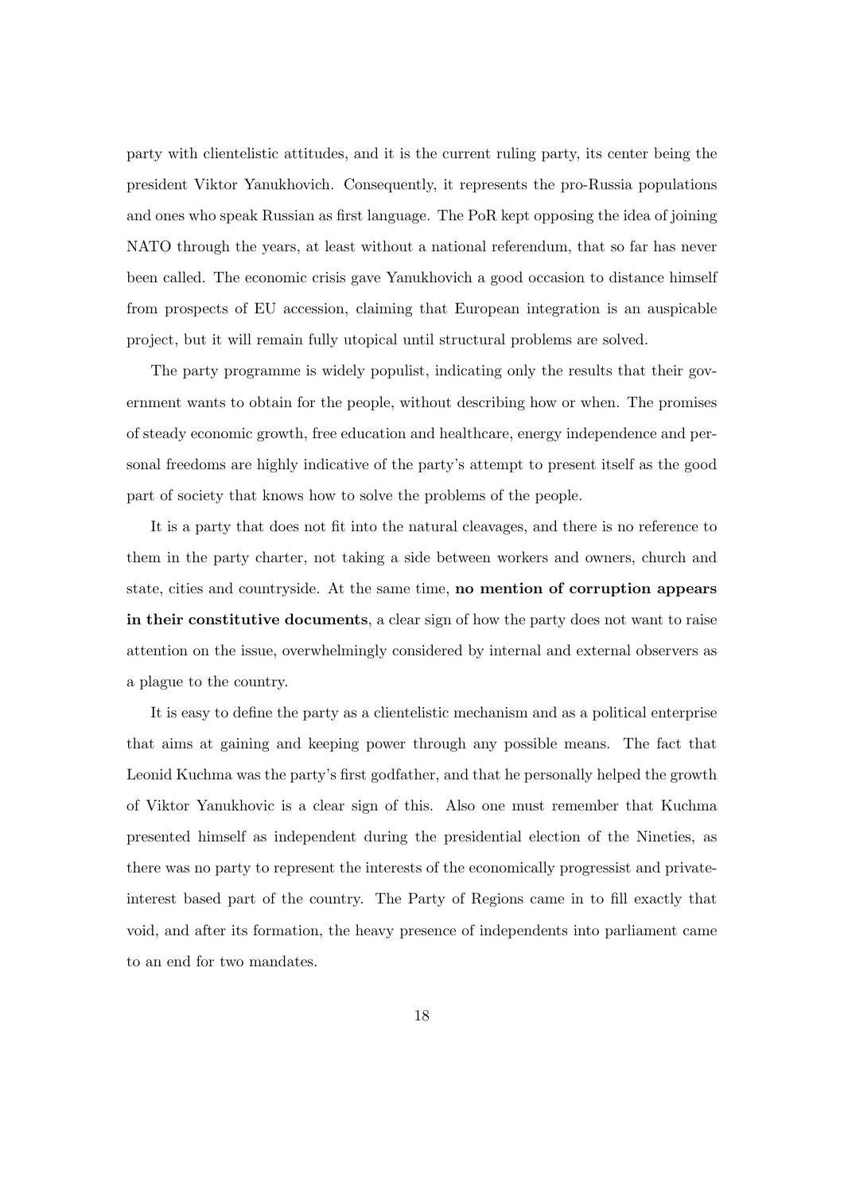party with clientelistic attitudes, and it is the current ruling party, its center being the president Viktor Yanukhovich. Consequently, it represents the pro-Russia populations and ones who speak Russian as first language. The PoR kept opposing the idea of joining NATO through the years, at least without a national referendum, that so far has never been called. The economic crisis gave Yanukhovich a good occasion to distance himself from prospects of EU accession, claiming that European integration is an auspicable project, but it will remain fully utopical until structural problems are solved.

The party programme is widely populist, indicating only the results that their government wants to obtain for the people, without describing how or when. The promises of steady economic growth, free education and healthcare, energy independence and personal freedoms are highly indicative of the party's attempt to present itself as the good part of society that knows how to solve the problems of the people.

It is a party that does not fit into the natural cleavages, and there is no reference to them in the party charter, not taking a side between workers and owners, church and state, cities and countryside. At the same time, **no mention of corruption appears in their constitutive documents**, a clear sign of how the party does not want to raise attention on the issue, overwhelmingly considered by internal and external observers as a plague to the country.

It is easy to define the party as a clientelistic mechanism and as a political enterprise that aims at gaining and keeping power through any possible means. The fact that Leonid Kuchma was the party's first godfather, and that he personally helped the growth of Viktor Yanukhovic is a clear sign of this. Also one must remember that Kuchma presented himself as independent during the presidential election of the Nineties, as there was no party to represent the interests of the economically progressist and private-interest based part of the country. The Party of Regions came in to fill exactly that void, and after its formation, the heavy presence of independents into parliament came to an end for two mandates.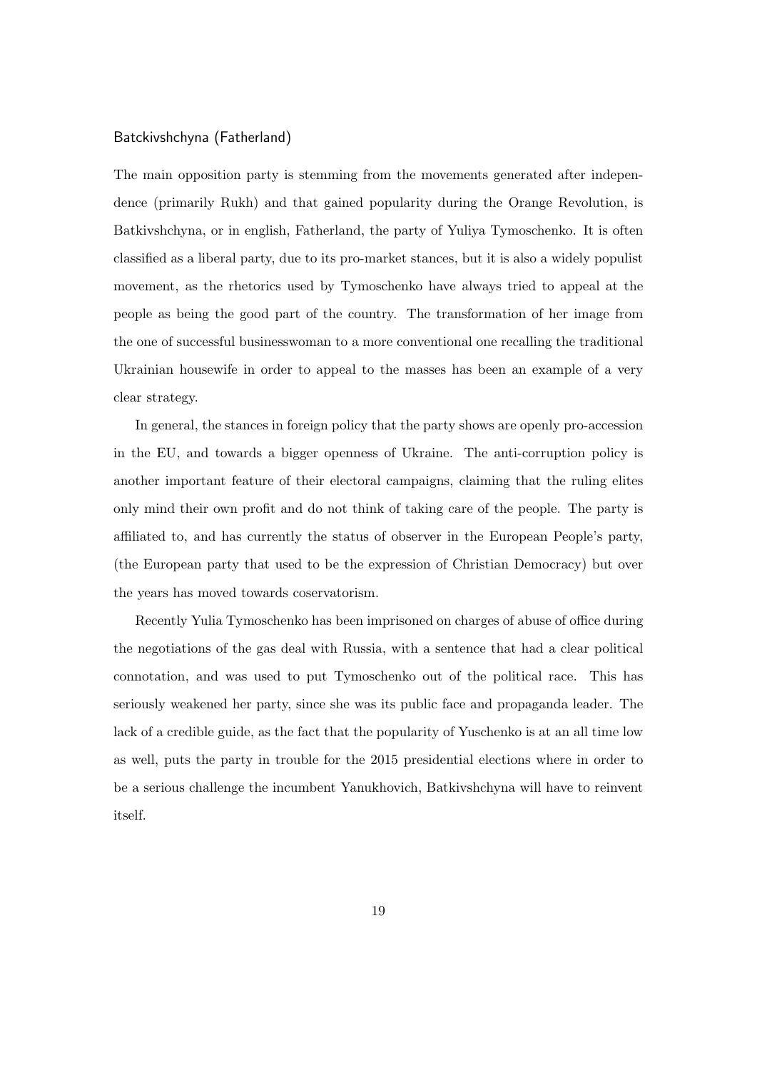### Batckivshchyna (Fatherland)

The main opposition party is stemming from the movements generated after independence (primarily Rukh) and that gained popularity during the Orange Revolution, is Batkivshchyna, or in english, Fatherland, the party of Yuliya Tymoschenko. It is often classified as a liberal party, due to its pro-market stances, but it is also a widely populist movement, as the rhetorics used by Tymoschenko have always tried to appeal at the people as being the good part of the country. The transformation of her image from the one of successful businesswoman to a more conventional one recalling the traditional Ukrainian housewife in order to appeal to the masses has been an example of a very clear strategy.

In general, the stances in foreign policy that the party shows are openly pro-accession in the EU, and towards a bigger openness of Ukraine. The anti-corruption policy is another important feature of their electoral campaigns, claiming that the ruling elites only mind their own profit and do not think of taking care of the people. The party is affiliated to, and has currently the status of observer in the European People's party, (the European party that used to be the expression of Christian Democracy) but over the years has moved towards coservatorism.

Recently Yulia Tymoschenko has been imprisoned on charges of abuse of office during the negotiations of the gas deal with Russia, with a sentence that had a clear political connotation, and was used to put Tymoschenko out of the political race. This has seriously weakened her party, since she was its public face and propaganda leader. The lack of a credible guide, as the fact that the popularity of Yuschenko is at an all time low as well, puts the party in trouble for the 2015 presidential elections where in order to be a serious challenge the incumbent Yanukhovich, Batkivshchyna will have to reinvent itself.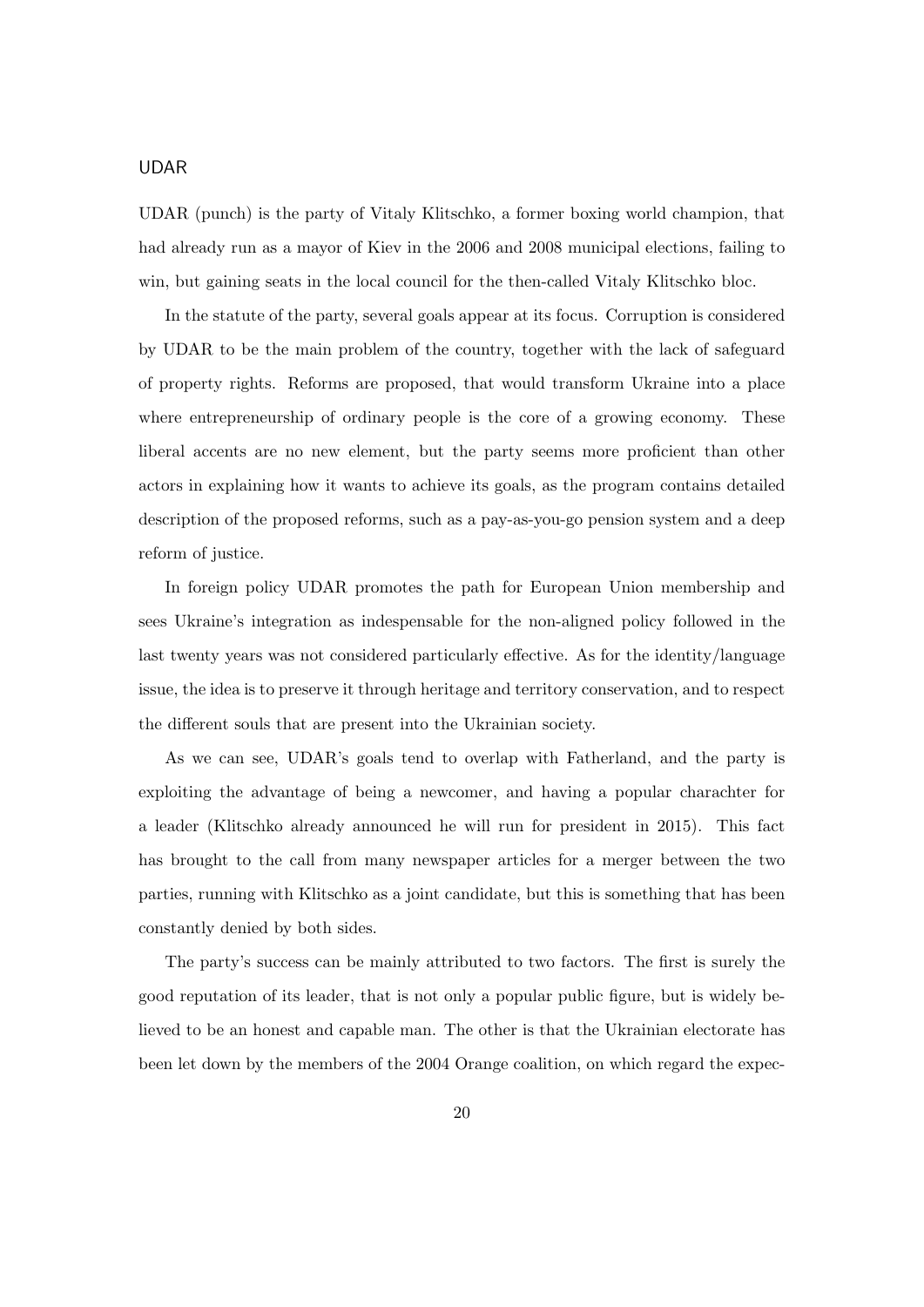### UDAR

UDAR (punch) is the party of Vitaly Klitschko, a former boxing world champion, that had already run as a mayor of Kiev in the 2006 and 2008 municipal elections, failing to win, but gaining seats in the local council for the then-called Vitaly Klitschko bloc.

In the statute of the party, several goals appear at its focus. Corruption is considered by UDAR to be the main problem of the country, together with the lack of safeguard of property rights. Reforms are proposed, that would transform Ukraine into a place where entrepreneurship of ordinary people is the core of a growing economy. These liberal accents are no new element, but the party seems more proficient than other actors in explaining how it wants to achieve its goals, as the program contains detailed description of the proposed reforms, such as a pay-as-you-go pension system and a deep reform of justice.

In foreign policy UDAR promotes the path for European Union membership and sees Ukraine's integration as indespensable for the non-aligned policy followed in the last twenty years was not considered particularly effective. As for the identity/language issue, the idea is to preserve it through heritage and territory conservation, and to respect the different souls that are present into the Ukrainian society.

As we can see, UDAR's goals tend to overlap with Fatherland, and the party is exploiting the advantage of being a newcomer, and having a popular charachter for a leader (Klitschko already announced he will run for president in 2015). This fact has brought to the call from many newspaper articles for a merger between the two parties, running with Klitschko as a joint candidate, but this is something that has been constantly denied by both sides.

The party's success can be mainly attributed to two factors. The first is surely the good reputation of its leader, that is not only a popular public figure, but is widely believed to be an honest and capable man. The other is that the Ukrainian electorate has been let down by the members of the 2004 Orange coalition, on which regard the expec-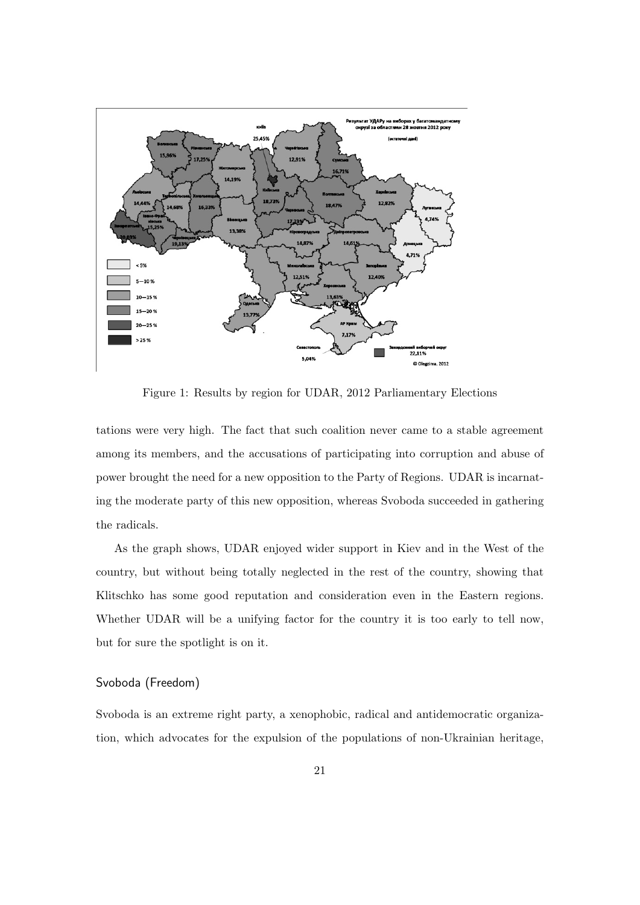Figure 1: Results by region for UDAR, 2012 Parliamentary Elections

tations were very high. The fact that such coalition never came to a stable agreement among its members, and the accusations of participating into corruption and abuse of power brought the need for a new opposition to the Party of Regions. UDAR is incarnating the moderate party of this new opposition, whereas Svoboda succeeded in gathering the radicals.

As the graph shows, UDAR enjoyed wider support in Kiev and in the West of the country, but without being totally neglected in the rest of the country, showing that Klitschko has some good reputation and consideration even in the Eastern regions. Whether UDAR will be a unifying factor for the country it is too early to tell now, but for sure the spotlight is on it.

### Svoboda (Freedom)

Svoboda is an extreme right party, a xenophobic, radical and antidemocratic organization, which advocates for the expulsion of the populations of non-Ukrainian heritage,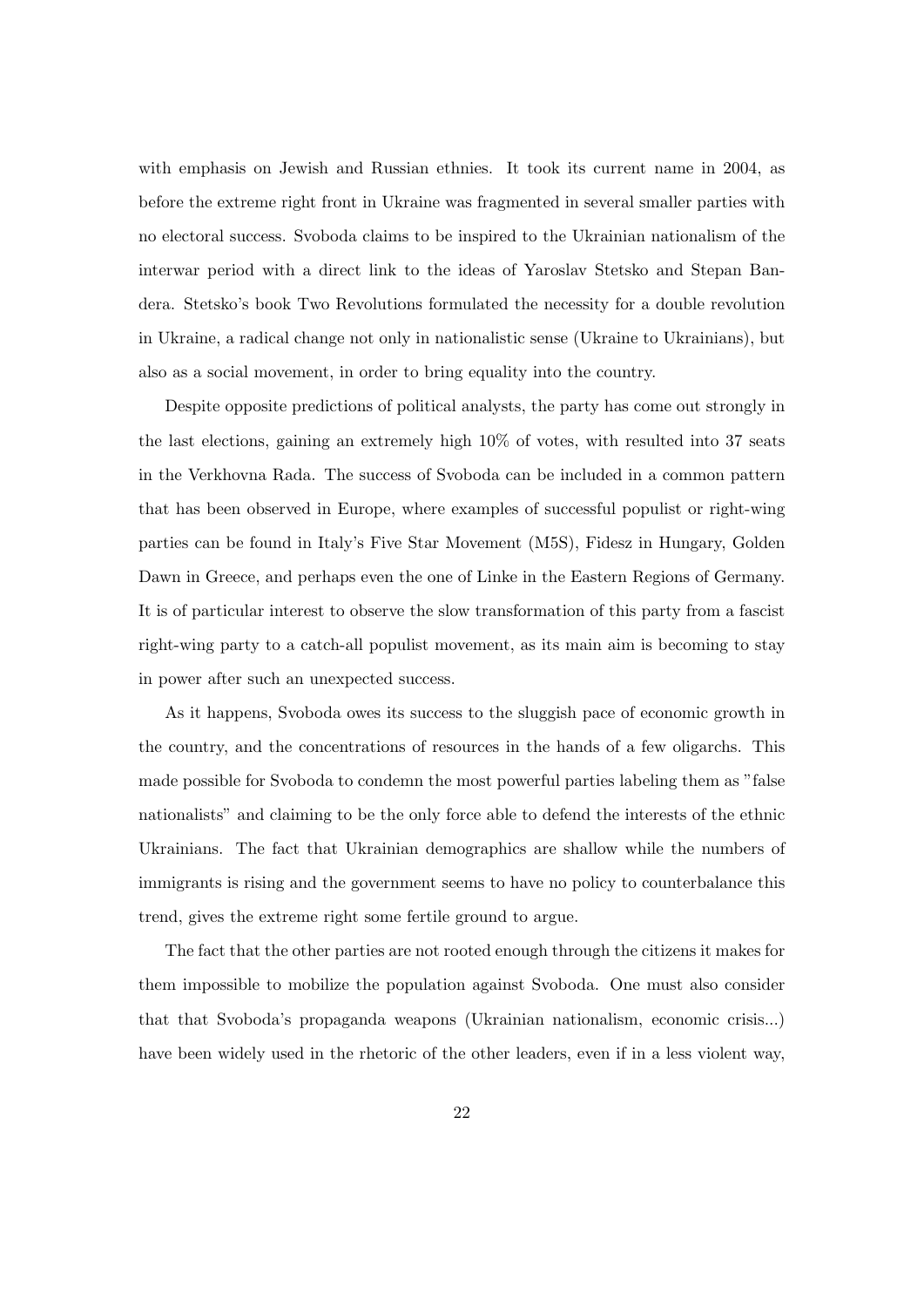with emphasis on Jewish and Russian ethnies. It took its current name in 2004, as before the extreme right front in Ukraine was fragmented in several smaller parties with no electoral success. Svoboda claims to be inspired to the Ukrainian nationalism of the interwar period with a direct link to the ideas of Yaroslav Stetsko and Stepan Bandera. Stetsko's book Two Revolutions formulated the necessity for a double revolution in Ukraine, a radical change not only in nationalistic sense (Ukraine to Ukrainians), but also as a social movement, in order to bring equality into the country.

Despite opposite predictions of political analysts, the party has come out strongly in the last elections, gaining an extremely high 10% of votes, with resulted into 37 seats in the Verkhovna Rada. The success of Svoboda can be included in a common pattern that has been observed in Europe, where examples of successful populist or right-wing parties can be found in Italy's Five Star Movement (M5S), Fidesz in Hungary, Golden Dawn in Greece, and perhaps even the one of Linke in the Eastern Regions of Germany. It is of particular interest to observe the slow transformation of this party from a fascist right-wing party to a catch-all populist movement, as its main aim is becoming to stay in power after such an unexpected success.

As it happens, Svoboda owes its success to the sluggish pace of economic growth in the country, and the concentrations of resources in the hands of a few oligarchs. This made possible for Svoboda to condemn the most powerful parties labeling them as "false nationalists" and claiming to be the only force able to defend the interests of the ethnic Ukrainians. The fact that Ukrainian demographics are shallow while the numbers of immigrants is rising and the government seems to have no policy to counterbalance this trend, gives the extreme right some fertile ground to argue.

The fact that the other parties are not rooted enough through the citizens it makes for them impossible to mobilize the population against Svoboda. One must also consider that that Svoboda's propaganda weapons (Ukrainian nationalism, economic crisis...) have been widely used in the rhetoric of the other leaders, even if in a less violent way,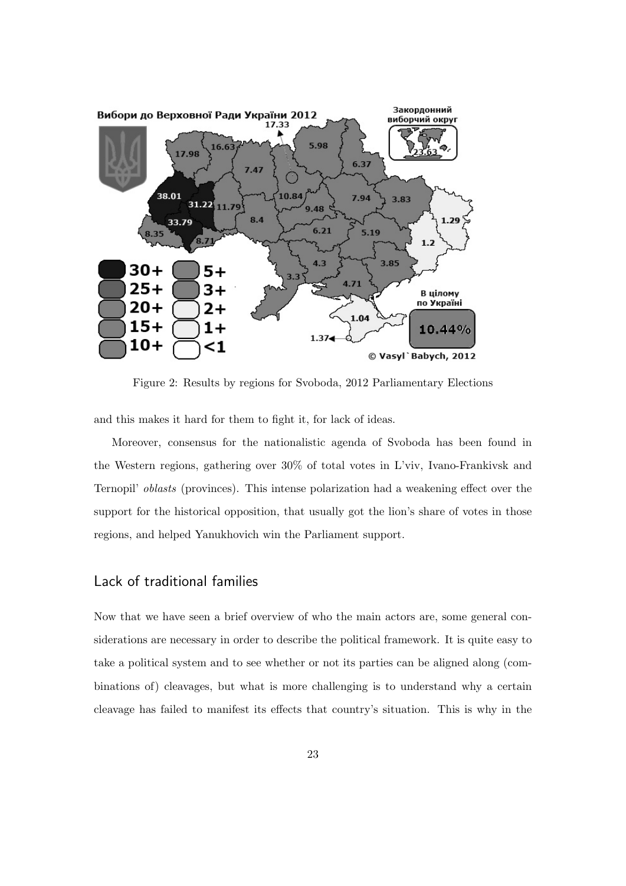Figure 2: Results by regions for Svoboda, 2012 Parliamentary Elections

and this makes it hard for them to fight it, for lack of ideas.

Moreover, consensus for the nationalistic agenda of Svoboda has been found in the Western regions, gathering over 30% of total votes in L'viv, Ivano-Frankivsk and Ternopil' *oblasts* (provinces). This intense polarization had a weakening effect over the support for the historical opposition, that usually got the lion's share of votes in those regions, and helped Yanukhovich win the Parliament support.

## Lack of traditional families

Now that we have seen a brief overview of who the main actors are, some general considerations are necessary in order to describe the political framework. It is quite easy to take a political system and to see whether or not its parties can be aligned along (combinations of) cleavages, but what is more challenging is to understand why a certain cleavage has failed to manifest its effects that country's situation. This is why in the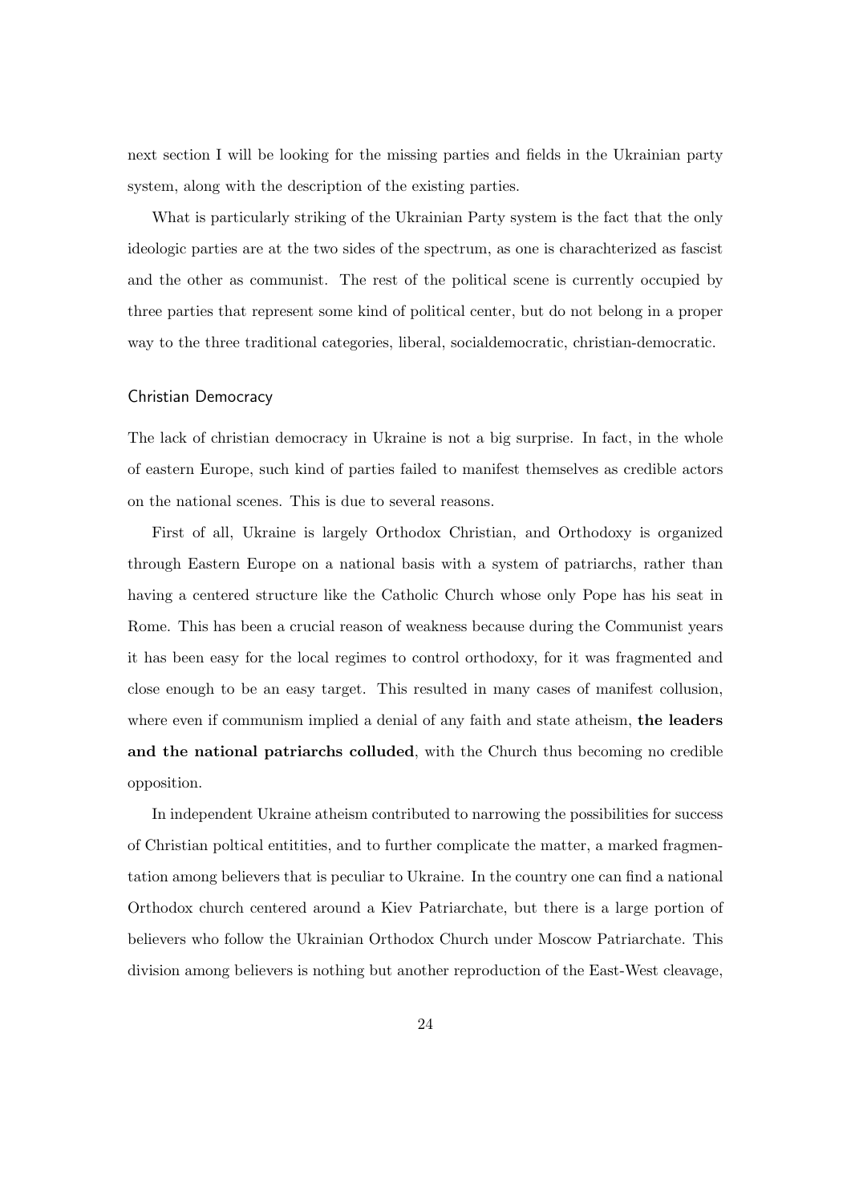next section I will be looking for the missing parties and fields in the Ukrainian party system, along with the description of the existing parties.

What is particularly striking of the Ukrainian Party system is the fact that the only ideologic parties are at the two sides of the spectrum, as one is charachterized as fascist and the other as communist. The rest of the political scene is currently occupied by three parties that represent some kind of political center, but do not belong in a proper way to the three traditional categories, liberal, socialdemocratic, christian-democratic.

### Christian Democracy

The lack of christian democracy in Ukraine is not a big surprise. In fact, in the whole of eastern Europe, such kind of parties failed to manifest themselves as credible actors on the national scenes. This is due to several reasons.

First of all, Ukraine is largely Orthodox Christian, and Orthodoxy is organized through Eastern Europe on a national basis with a system of patriarchs, rather than having a centered structure like the Catholic Church whose only Pope has his seat in Rome. This has been a crucial reason of weakness because during the Communist years it has been easy for the local regimes to control orthodoxy, for it was fragmented and close enough to be an easy target. This resulted in many cases of manifest collusion, where even if communism implied a denial of any faith and state atheism, **the leaders and the national patriarchs colluded**, with the Church thus becoming no credible opposition.

In independent Ukraine atheism contributed to narrowing the possibilities for success of Christian poltical entitities, and to further complicate the matter, a marked fragmentation among believers that is peculiar to Ukraine. In the country one can find a national Orthodox church centered around a Kiev Patriarchate, but there is a large portion of believers who follow the Ukrainian Orthodox Church under Moscow Patriarchate. This division among believers is nothing but another reproduction of the East-West cleavage,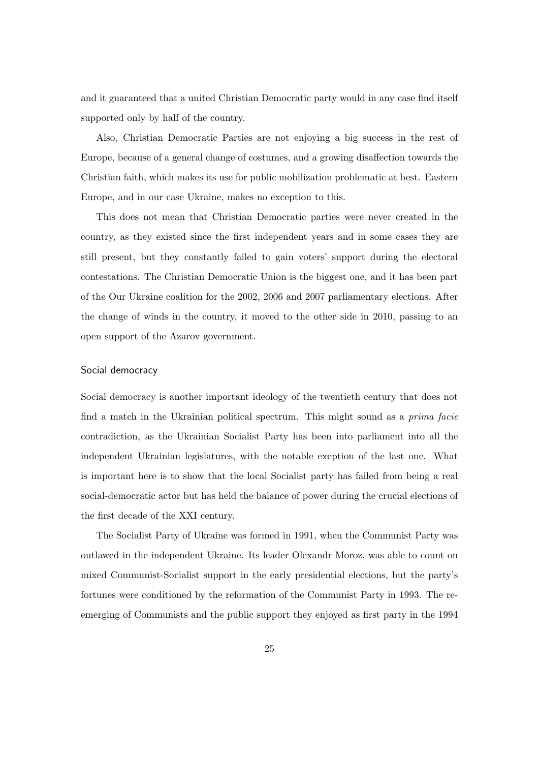and it guaranteed that a united Christian Democratic party would in any case find itself supported only by half of the country.

Also, Christian Democratic Parties are not enjoying a big success in the rest of Europe, because of a general change of costumes, and a growing disaffection towards the Christian faith, which makes its use for public mobilization problematic at best. Eastern Europe, and in our case Ukraine, makes no exception to this.

This does not mean that Christian Democratic parties were never created in the country, as they existed since the first independent years and in some cases they are still present, but they constantly failed to gain voters' support during the electoral contestations. The Christian Democratic Union is the biggest one, and it has been part of the Our Ukraine coalition for the 2002, 2006 and 2007 parliamentary elections. After the change of winds in the country, it moved to the other side in 2010, passing to an open support of the Azarov government.

### Social democracy

Social democracy is another important ideology of the twentieth century that does not find a match in the Ukrainian political spectrum. This might sound as a *prima facie* contradiction, as the Ukrainian Socialist Party has been into parliament into all the independent Ukrainian legislatures, with the notable exeption of the last one. What is important here is to show that the local Socialist party has failed from being a real social-democratic actor but has held the balance of power during the crucial elections of the first decade of the XXI century.

The Socialist Party of Ukraine was formed in 1991, when the Communist Party was outlawed in the independent Ukraine. Its leader Olexandr Moroz, was able to count on mixed Communist-Socialist support in the early presidential elections, but the party's fortunes were conditioned by the reformation of the Communist Party in 1993. The re-emerging of Communists and the public support they enjoyed as first party in the 1994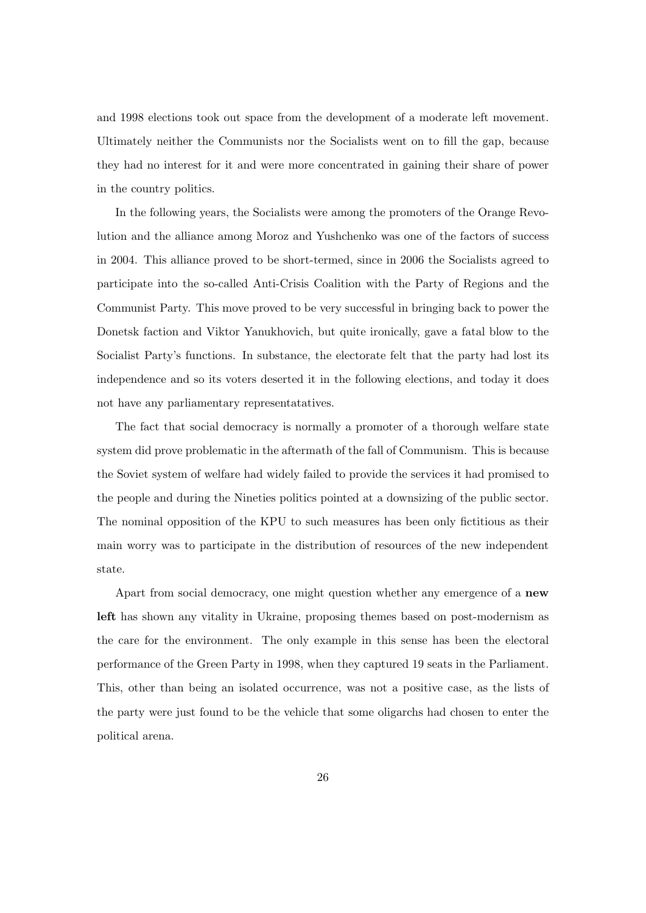and 1998 elections took out space from the development of a moderate left movement. Ultimately neither the Communists nor the Socialists went on to fill the gap, because they had no interest for it and were more concentrated in gaining their share of power in the country politics.

In the following years, the Socialists were among the promoters of the Orange Revolution and the alliance among Moroz and Yushchenko was one of the factors of success in 2004. This alliance proved to be short-termed, since in 2006 the Socialists agreed to participate into the so-called Anti-Crisis Coalition with the Party of Regions and the Communist Party. This move proved to be very successful in bringing back to power the Donetsk faction and Viktor Yanukhovich, but quite ironically, gave a fatal blow to the Socialist Party's functions. In substance, the electorate felt that the party had lost its independence and so its voters deserted it in the following elections, and today it does not have any parliamentary representatatives.

The fact that social democracy is normally a promoter of a thorough welfare state system did prove problematic in the aftermath of the fall of Communism. This is because the Soviet system of welfare had widely failed to provide the services it had promised to the people and during the Nineties politics pointed at a downsizing of the public sector. The nominal opposition of the KPU to such measures has been only fictitious as their main worry was to participate in the distribution of resources of the new independent state.

Apart from social democracy, one might question whether any emergence of a **new left** has shown any vitality in Ukraine, proposing themes based on post-modernism as the care for the environment. The only example in this sense has been the electoral performance of the Green Party in 1998, when they captured 19 seats in the Parliament. This, other than being an isolated occurrence, was not a positive case, as the lists of the party were just found to be the vehicle that some oligarchs had chosen to enter the political arena.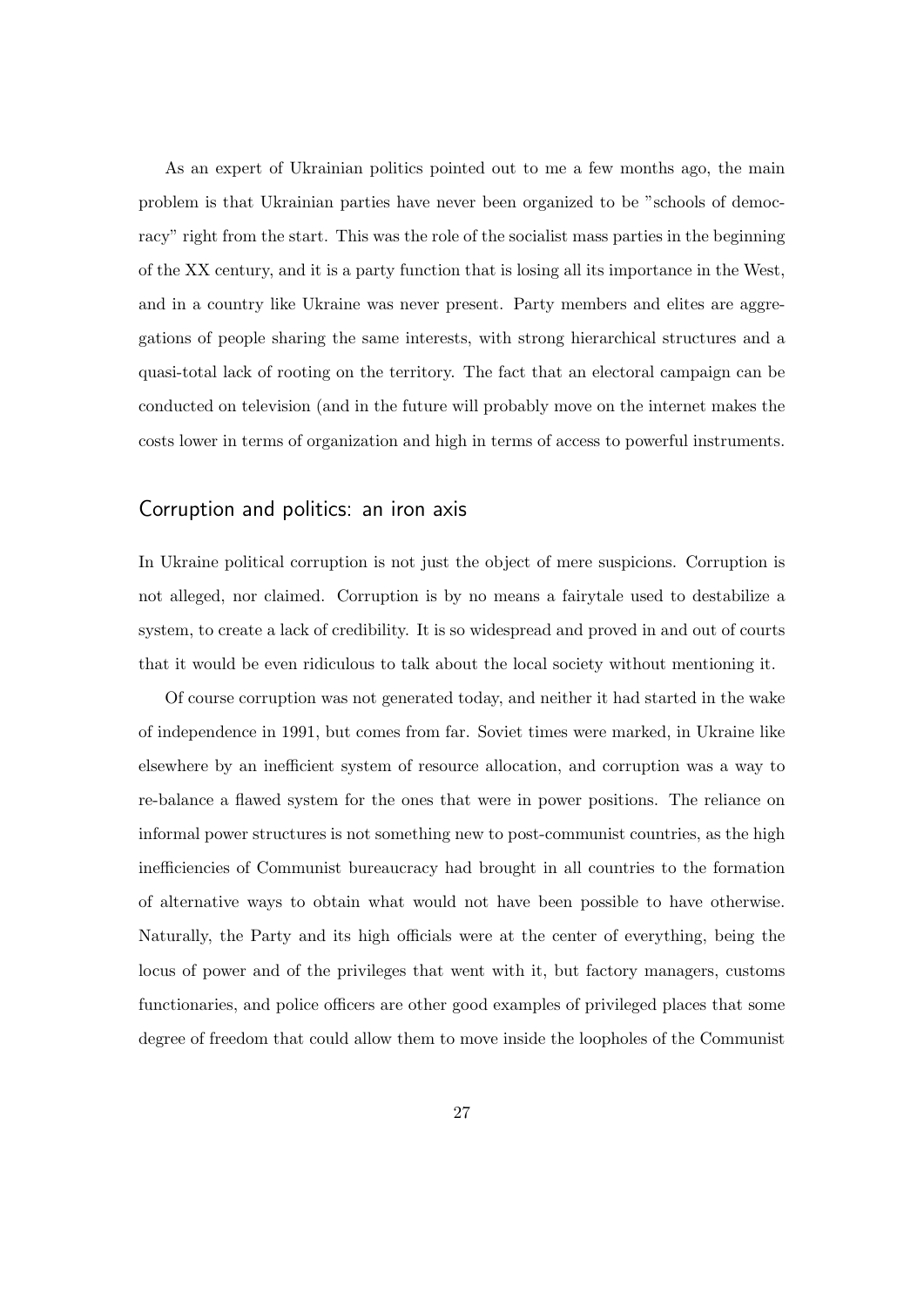As an expert of Ukrainian politics pointed out to me a few months ago, the main problem is that Ukrainian parties have never been organized to be "schools of democracy" right from the start. This was the role of the socialist mass parties in the beginning of the XX century, and it is a party function that is losing all its importance in the West, and in a country like Ukraine was never present. Party members and elites are aggregations of people sharing the same interests, with strong hierarchical structures and a quasi-total lack of rooting on the territory. The fact that an electoral campaign can be conducted on television (and in the future will probably move on the internet makes the costs lower in terms of organization and high in terms of access to powerful instruments.

## Corruption and politics: an iron axis

In Ukraine political corruption is not just the object of mere suspicions. Corruption is not alleged, nor claimed. Corruption is by no means a fairytale used to destabilize a system, to create a lack of credibility. It is so widespread and proved in and out of courts that it would be even ridiculous to talk about the local society without mentioning it.

Of course corruption was not generated today, and neither it had started in the wake of independence in 1991, but comes from far. Soviet times were marked, in Ukraine like elsewhere by an inefficient system of resource allocation, and corruption was a way to re-balance a flawed system for the ones that were in power positions. The reliance on informal power structures is not something new to post-communist countries, as the high inefficiencies of Communist bureaucracy had brought in all countries to the formation of alternative ways to obtain what would not have been possible to have otherwise. Naturally, the Party and its high officials were at the center of everything, being the locus of power and of the privileges that went with it, but factory managers, customs functionaries, and police officers are other good examples of privileged places that some degree of freedom that could allow them to move inside the loopholes of the Communist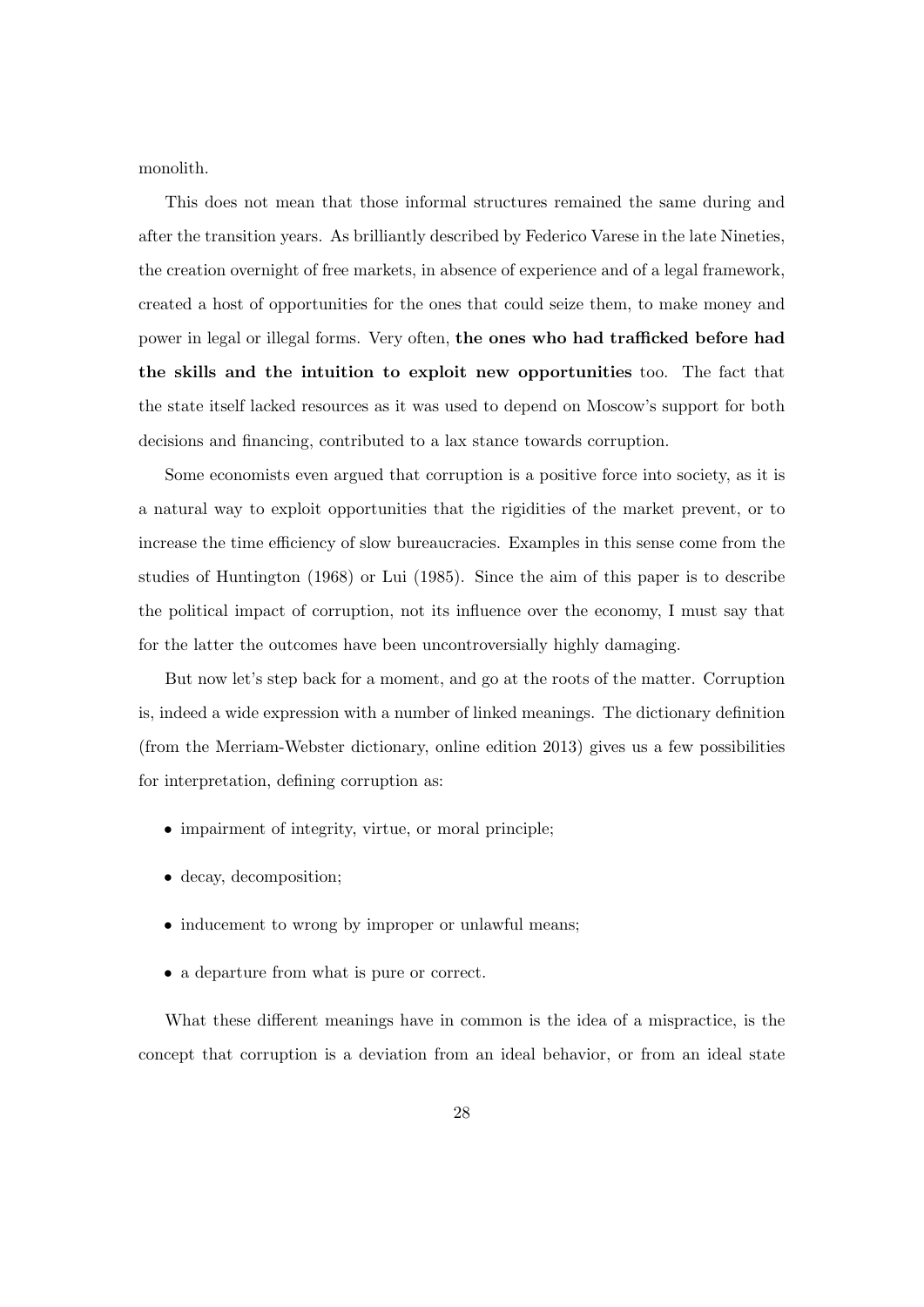monolith.

This does not mean that those informal structures remained the same during and after the transition years. As brilliantly described by Federico Varese in the late Nineties, the creation overnight of free markets, in absence of experience and of a legal framework, created a host of opportunities for the ones that could seize them, to make money and power in legal or illegal forms. Very often, **the ones who had trafficked before had the skills and the intuition to exploit new opportunities** too. The fact that the state itself lacked resources as it was used to depend on Moscow's support for both decisions and financing, contributed to a lax stance towards corruption.

Some economists even argued that corruption is a positive force into society, as it is a natural way to exploit opportunities that the rigidities of the market prevent, or to increase the time efficiency of slow bureaucracies. Examples in this sense come from the studies of Huntington (1968) or Lui (1985). Since the aim of this paper is to describe the political impact of corruption, not its influence over the economy, I must say that for the latter the outcomes have been uncontroversially highly damaging.

But now let's step back for a moment, and go at the roots of the matter. Corruption is, indeed a wide expression with a number of linked meanings. The dictionary definition (from the Merriam-Webster dictionary, online edition 2013) gives us a few possibilities for interpretation, defining corruption as:

- impairment of integrity, virtue, or moral principle;
- decay, decomposition;
- inducement to wrong by improper or unlawful means;
- a departure from what is pure or correct.

What these different meanings have in common is the idea of a mispractice, is the concept that corruption is a deviation from an ideal behavior, or from an ideal state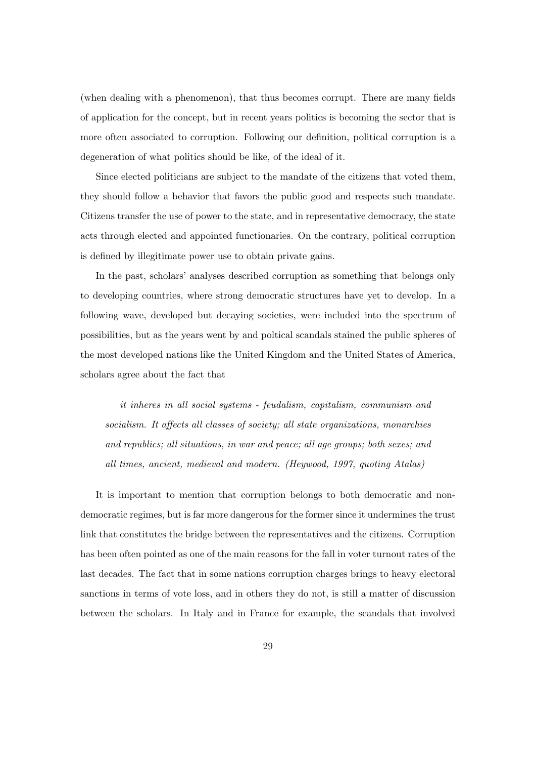(when dealing with a phenomenon), that thus becomes corrupt. There are many fields of application for the concept, but in recent years politics is becoming the sector that is more often associated to corruption. Following our definition, political corruption is a degeneration of what politics should be like, of the ideal of it.

Since elected politicians are subject to the mandate of the citizens that voted them, they should follow a behavior that favors the public good and respects such mandate. Citizens transfer the use of power to the state, and in representative democracy, the state acts through elected and appointed functionaries. On the contrary, political corruption is defined by illegitimate power use to obtain private gains.

In the past, scholars' analyses described corruption as something that belongs only to developing countries, where strong democratic structures have yet to develop. In a following wave, developed but decaying societies, were included into the spectrum of possibilities, but as the years went by and poltical scandals stained the public spheres of the most developed nations like the United Kingdom and the United States of America, scholars agree about the fact that

> *it inheres in all social systems - feudalism, capitalism, communism and socialism. It affects all classes of society; all state organizations, monarchies and republics; all situations, in war and peace; all age groups; both sexes; and all times, ancient, medieval and modern. (Heywood, 1997, quoting Atalas)*

It is important to mention that corruption belongs to both democratic and non-democratic regimes, but is far more dangerous for the former since it undermines the trust link that constitutes the bridge between the representatives and the citizens. Corruption has been often pointed as one of the main reasons for the fall in voter turnout rates of the last decades. The fact that in some nations corruption charges brings to heavy electoral sanctions in terms of vote loss, and in others they do not, is still a matter of discussion between the scholars. In Italy and in France for example, the scandals that involved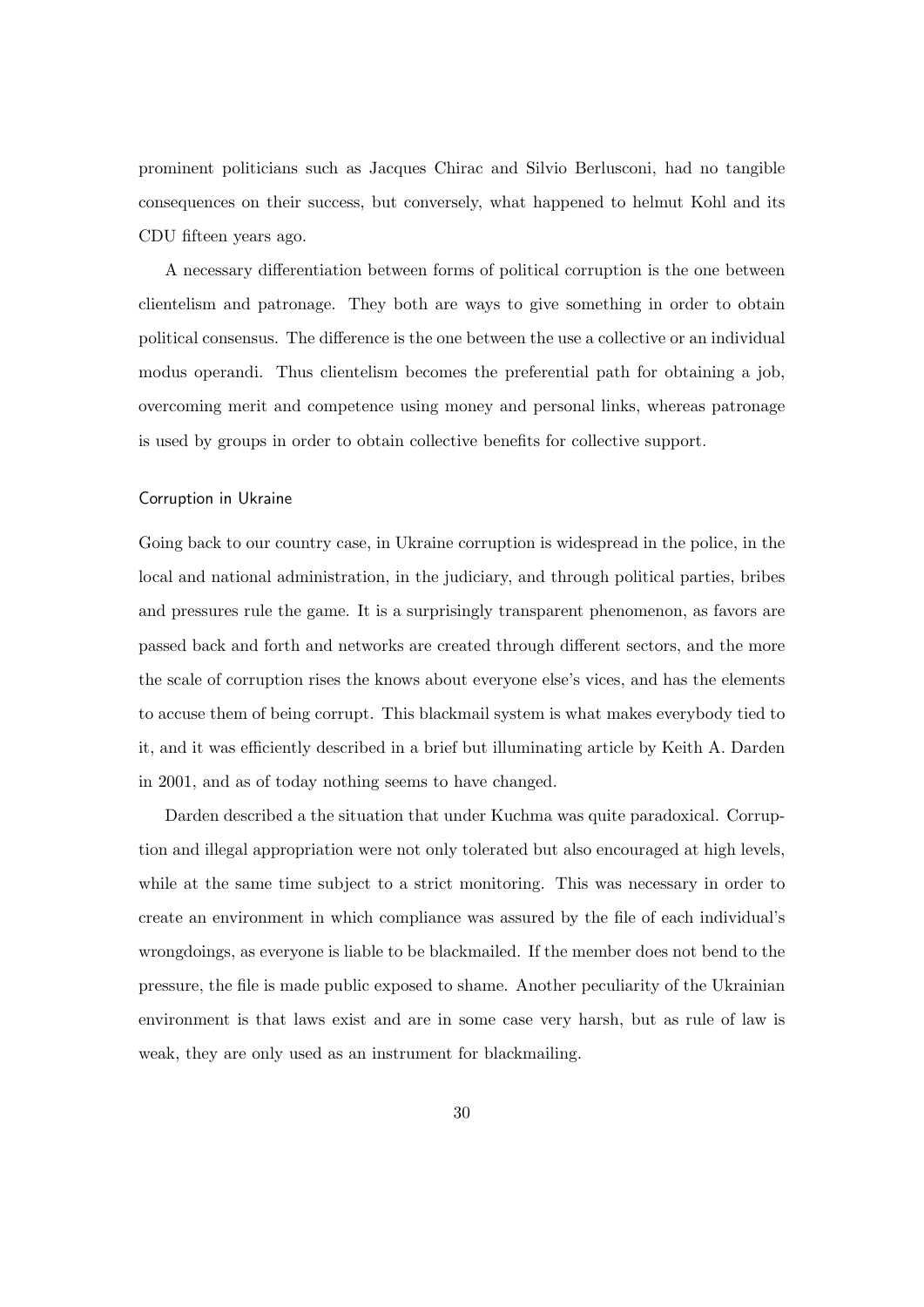prominent politicians such as Jacques Chirac and Silvio Berlusconi, had no tangible consequences on their success, but conversely, what happened to helmut Kohl and its CDU fifteen years ago.

A necessary differentiation between forms of political corruption is the one between clientelism and patronage. They both are ways to give something in order to obtain political consensus. The difference is the one between the use a collective or an individual modus operandi. Thus clientelism becomes the preferential path for obtaining a job, overcoming merit and competence using money and personal links, whereas patronage is used by groups in order to obtain collective benefits for collective support.

### Corruption in Ukraine

Going back to our country case, in Ukraine corruption is widespread in the police, in the local and national administration, in the judiciary, and through political parties, bribes and pressures rule the game. It is a surprisingly transparent phenomenon, as favors are passed back and forth and networks are created through different sectors, and the more the scale of corruption rises the knows about everyone else's vices, and has the elements to accuse them of being corrupt. This blackmail system is what makes everybody tied to it, and it was efficiently described in a brief but illuminating article by Keith A. Darden in 2001, and as of today nothing seems to have changed.

Darden described a the situation that under Kuchma was quite paradoxical. Corruption and illegal appropriation were not only tolerated but also encouraged at high levels, while at the same time subject to a strict monitoring. This was necessary in order to create an environment in which compliance was assured by the file of each individual's wrongdoings, as everyone is liable to be blackmailed. If the member does not bend to the pressure, the file is made public exposed to shame. Another peculiarity of the Ukrainian environment is that laws exist and are in some case very harsh, but as rule of law is weak, they are only used as an instrument for blackmailing.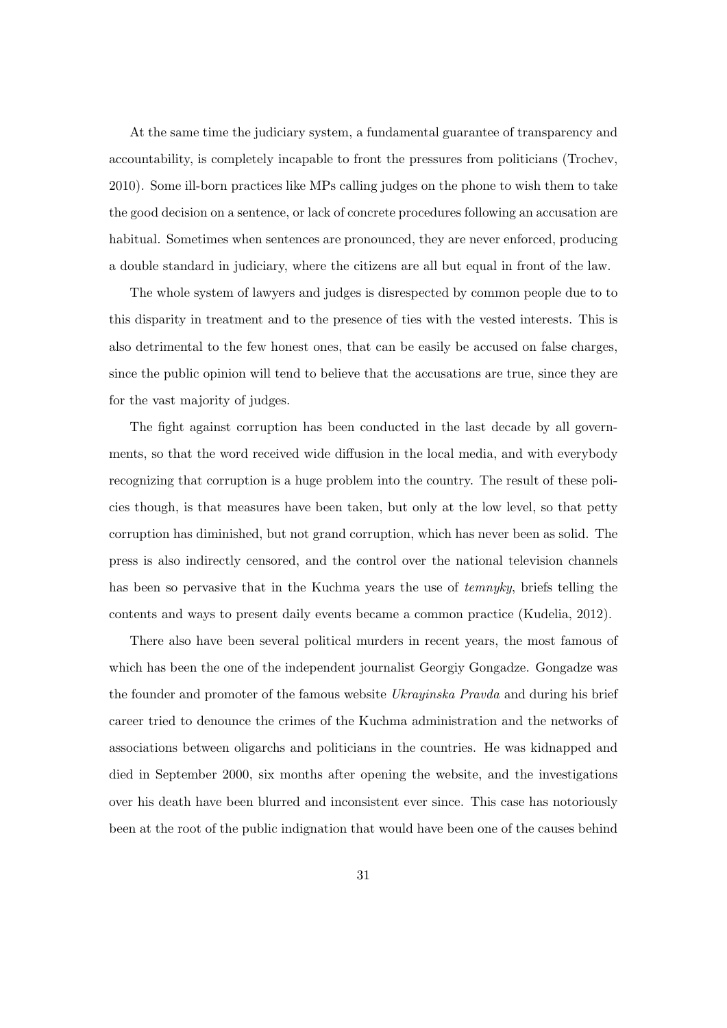At the same time the judiciary system, a fundamental guarantee of transparency and accountability, is completely incapable to front the pressures from politicians (Trochev, 2010). Some ill-born practices like MPs calling judges on the phone to wish them to take the good decision on a sentence, or lack of concrete procedures following an accusation are habitual. Sometimes when sentences are pronounced, they are never enforced, producing a double standard in judiciary, where the citizens are all but equal in front of the law.

The whole system of lawyers and judges is disrespected by common people due to to this disparity in treatment and to the presence of ties with the vested interests. This is also detrimental to the few honest ones, that can be easily be accused on false charges, since the public opinion will tend to believe that the accusations are true, since they are for the vast majority of judges.

The fight against corruption has been conducted in the last decade by all governments, so that the word received wide diffusion in the local media, and with everybody recognizing that corruption is a huge problem into the country. The result of these policies though, is that measures have been taken, but only at the low level, so that petty corruption has diminished, but not grand corruption, which has never been as solid. The press is also indirectly censored, and the control over the national television channels has been so pervasive that in the Kuchma years the use of *temnyky*, briefs telling the contents and ways to present daily events became a common practice (Kudelia, 2012).

There also have been several political murders in recent years, the most famous of which has been the one of the independent journalist Georgiy Gongadze. Gongadze was the founder and promoter of the famous website *Ukrayinska Pravda* and during his brief career tried to denounce the crimes of the Kuchma administration and the networks of associations between oligarchs and politicians in the countries. He was kidnapped and died in September 2000, six months after opening the website, and the investigations over his death have been blurred and inconsistent ever since. This case has notoriously been at the root of the public indignation that would have been one of the causes behind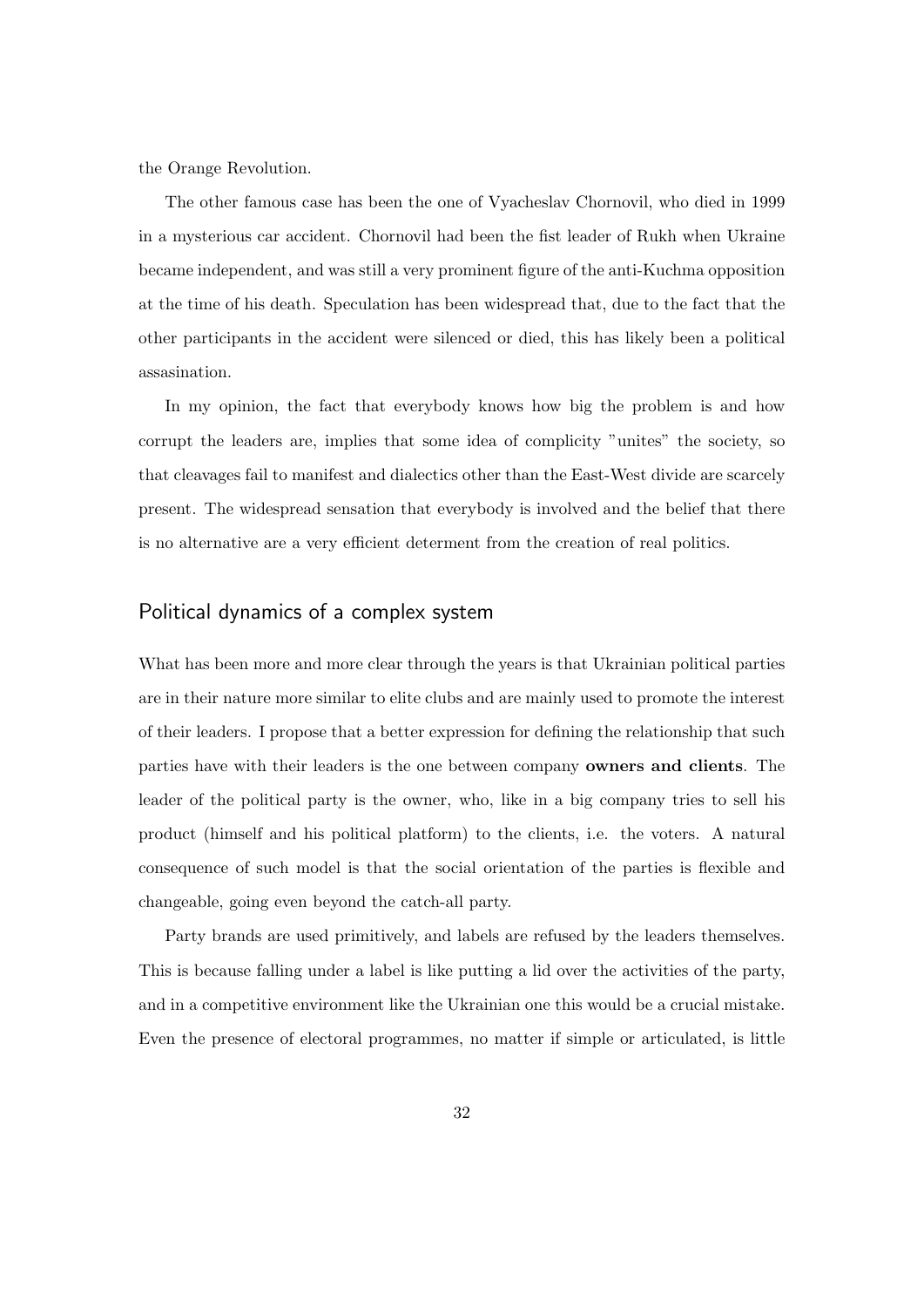the Orange Revolution.

The other famous case has been the one of Vyacheslav Chornovil, who died in 1999 in a mysterious car accident. Chornovil had been the fist leader of Rukh when Ukraine became independent, and was still a very prominent figure of the anti-Kuchma opposition at the time of his death. Speculation has been widespread that, due to the fact that the other participants in the accident were silenced or died, this has likely been a political assasination.

In my opinion, the fact that everybody knows how big the problem is and how corrupt the leaders are, implies that some idea of complicity "unites" the society, so that cleavages fail to manifest and dialectics other than the East-West divide are scarcely present. The widespread sensation that everybody is involved and the belief that there is no alternative are a very efficient determent from the creation of real politics.

## Political dynamics of a complex system

What has been more and more clear through the years is that Ukrainian political parties are in their nature more similar to elite clubs and are mainly used to promote the interest of their leaders. I propose that a better expression for defining the relationship that such parties have with their leaders is the one between company **owners and clients**. The leader of the political party is the owner, who, like in a big company tries to sell his product (himself and his political platform) to the clients, i.e. the voters. A natural consequence of such model is that the social orientation of the parties is flexible and changeable, going even beyond the catch-all party.

Party brands are used primitively, and labels are refused by the leaders themselves. This is because falling under a label is like putting a lid over the activities of the party, and in a competitive environment like the Ukrainian one this would be a crucial mistake. Even the presence of electoral programmes, no matter if simple or articulated, is little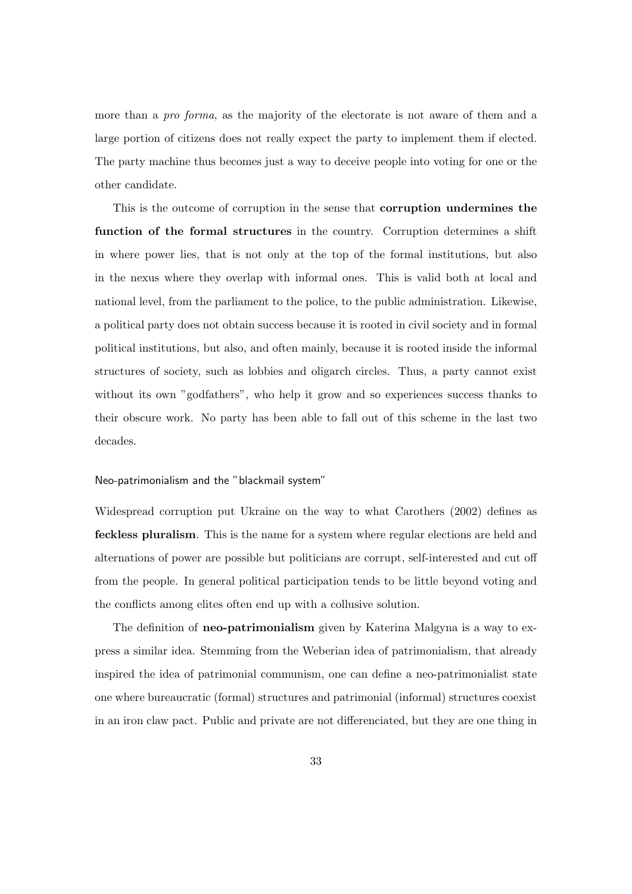more than a *pro forma*, as the majority of the electorate is not aware of them and a large portion of citizens does not really expect the party to implement them if elected. The party machine thus becomes just a way to deceive people into voting for one or the other candidate.

This is the outcome of corruption in the sense that **corruption undermines the function of the formal structures** in the country. Corruption determines a shift in where power lies, that is not only at the top of the formal institutions, but also in the nexus where they overlap with informal ones. This is valid both at local and national level, from the parliament to the police, to the public administration. Likewise, a political party does not obtain success because it is rooted in civil society and in formal political institutions, but also, and often mainly, because it is rooted inside the informal structures of society, such as lobbies and oligarch circles. Thus, a party cannot exist without its own "godfathers", who help it grow and so experiences success thanks to their obscure work. No party has been able to fall out of this scheme in the last two decades.

### Neo-patrimonialism and the "blackmail system"

Widespread corruption put Ukraine on the way to what Carothers (2002) defines as **feckless pluralism**. This is the name for a system where regular elections are held and alternations of power are possible but politicians are corrupt, self-interested and cut off from the people. In general political participation tends to be little beyond voting and the conflicts among elites often end up with a collusive solution.

The definition of **neo-patrimonialism** given by Katerina Malgyna is a way to express a similar idea. Stemming from the Weberian idea of patrimonialism, that already inspired the idea of patrimonial communism, one can define a neo-patrimonialist state one where bureaucratic (formal) structures and patrimonial (informal) structures coexist in an iron claw pact. Public and private are not differenciated, but they are one thing in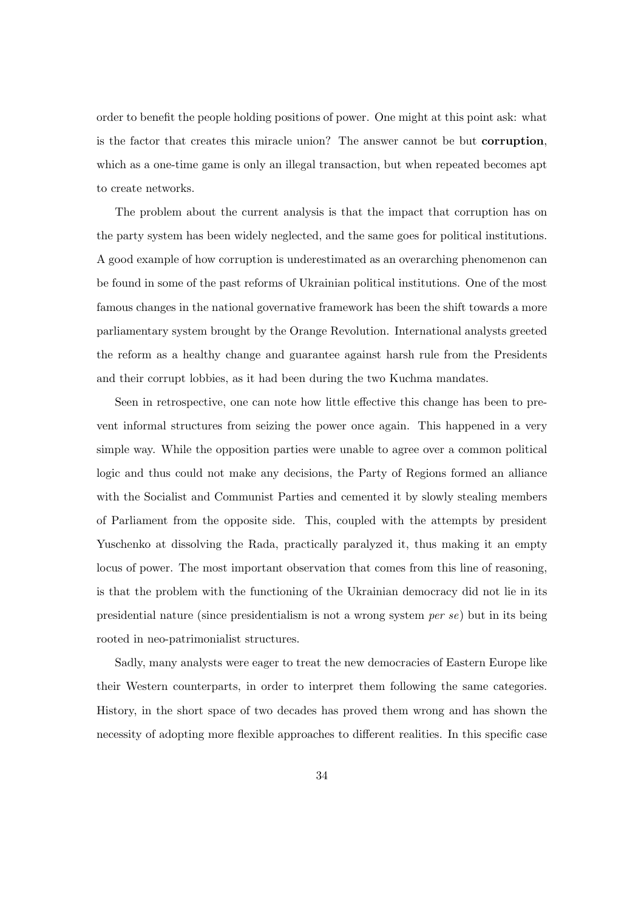order to benefit the people holding positions of power. One might at this point ask: what is the factor that creates this miracle union? The answer cannot be but **corruption**, which as a one-time game is only an illegal transaction, but when repeated becomes apt to create networks.

The problem about the current analysis is that the impact that corruption has on the party system has been widely neglected, and the same goes for political institutions. A good example of how corruption is underestimated as an overarching phenomenon can be found in some of the past reforms of Ukrainian political institutions. One of the most famous changes in the national governative framework has been the shift towards a more parliamentary system brought by the Orange Revolution. International analysts greeted the reform as a healthy change and guarantee against harsh rule from the Presidents and their corrupt lobbies, as it had been during the two Kuchma mandates.

Seen in retrospective, one can note how little effective this change has been to prevent informal structures from seizing the power once again. This happened in a very simple way. While the opposition parties were unable to agree over a common political logic and thus could not make any decisions, the Party of Regions formed an alliance with the Socialist and Communist Parties and cemented it by slowly stealing members of Parliament from the opposite side. This, coupled with the attempts by president Yuschenko at dissolving the Rada, practically paralyzed it, thus making it an empty locus of power. The most important observation that comes from this line of reasoning, is that the problem with the functioning of the Ukrainian democracy did not lie in its presidential nature (since presidentialism is not a wrong system *per se*) but in its being rooted in neo-patrimonialist structures.

Sadly, many analysts were eager to treat the new democracies of Eastern Europe like their Western counterparts, in order to interpret them following the same categories. History, in the short space of two decades has proved them wrong and has shown the necessity of adopting more flexible approaches to different realities. In this specific case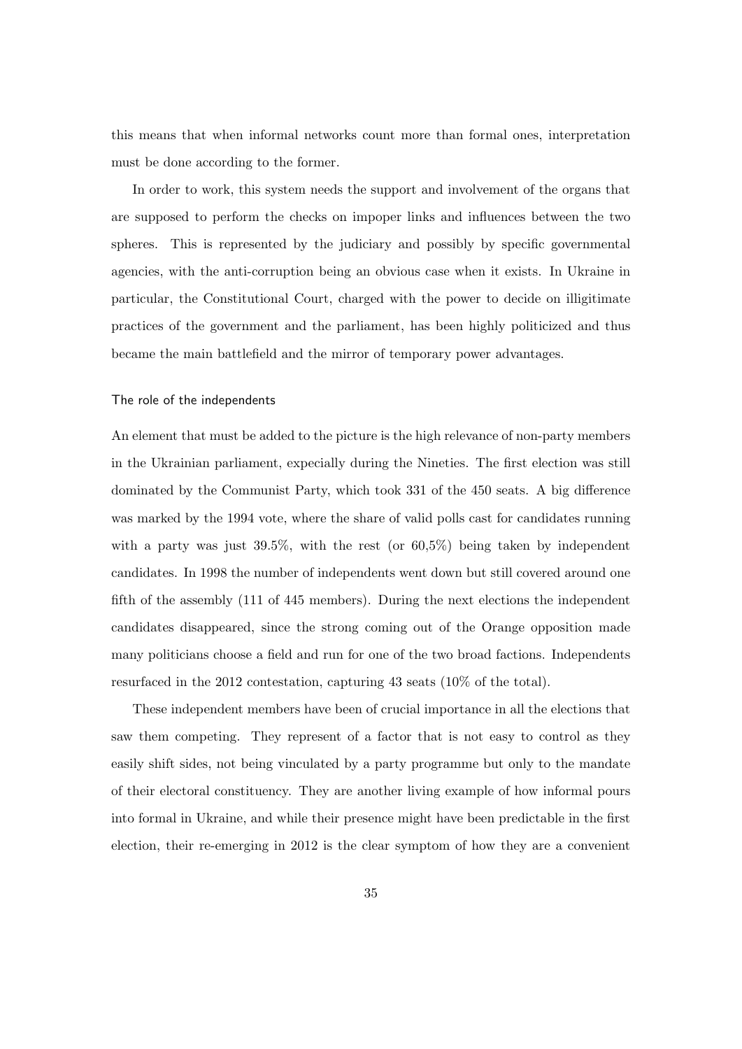this means that when informal networks count more than formal ones, interpretation must be done according to the former.

In order to work, this system needs the support and involvement of the organs that are supposed to perform the checks on impoper links and influences between the two spheres. This is represented by the judiciary and possibly by specific governmental agencies, with the anti-corruption being an obvious case when it exists. In Ukraine in particular, the Constitutional Court, charged with the power to decide on illigitimate practices of the government and the parliament, has been highly politicized and thus became the main battlefield and the mirror of temporary power advantages.

### The role of the independents

An element that must be added to the picture is the high relevance of non-party members in the Ukrainian parliament, expecially during the Nineties. The first election was still dominated by the Communist Party, which took 331 of the 450 seats. A big difference was marked by the 1994 vote, where the share of valid polls cast for candidates running with a party was just 39.5%, with the rest (or 60,5%) being taken by independent candidates. In 1998 the number of independents went down but still covered around one fifth of the assembly (111 of 445 members). During the next elections the independent candidates disappeared, since the strong coming out of the Orange opposition made many politicians choose a field and run for one of the two broad factions. Independents resurfaced in the 2012 contestation, capturing 43 seats (10% of the total).

These independent members have been of crucial importance in all the elections that saw them competing. They represent of a factor that is not easy to control as they easily shift sides, not being vinculated by a party programme but only to the mandate of their electoral constituency. They are another living example of how informal pours into formal in Ukraine, and while their presence might have been predictable in the first election, their re-emerging in 2012 is the clear symptom of how they are a convenient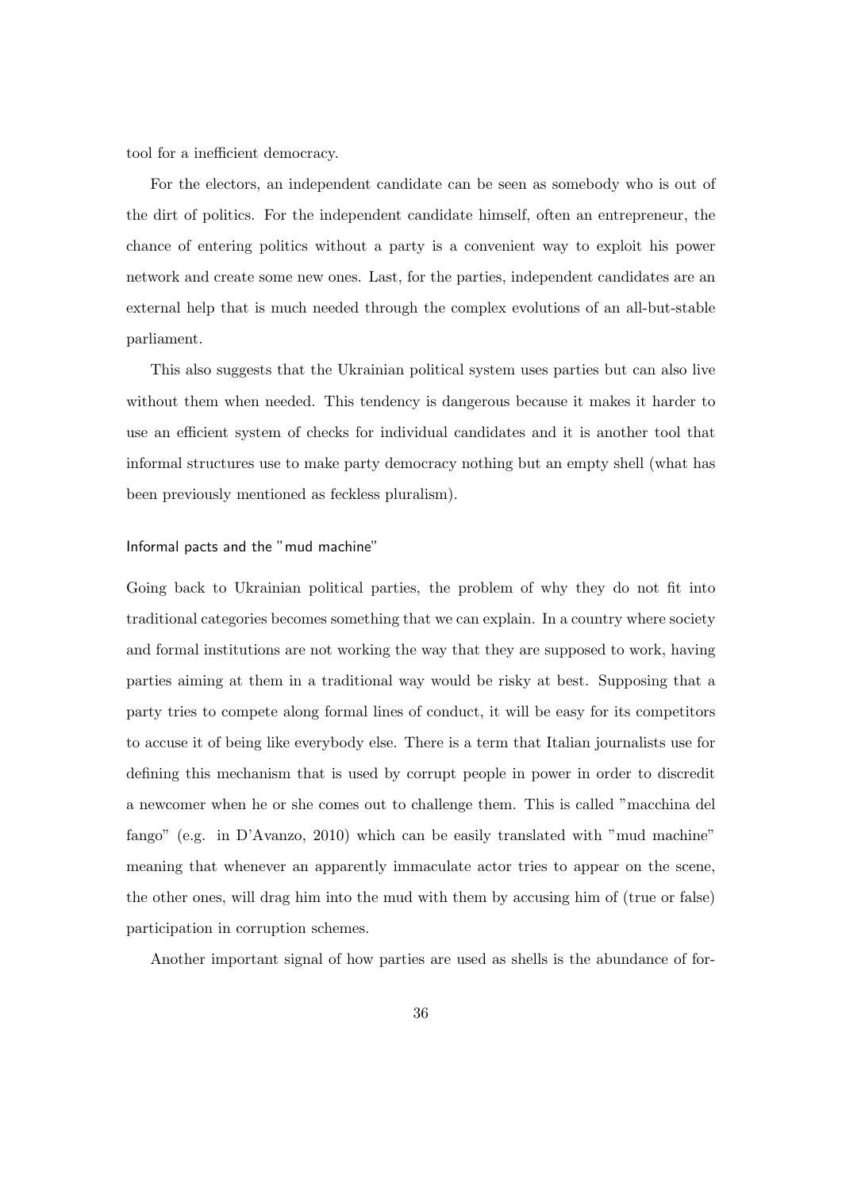tool for a inefficient democracy.

For the electors, an independent candidate can be seen as somebody who is out of the dirt of politics. For the independent candidate himself, often an entrepreneur, the chance of entering politics without a party is a convenient way to exploit his power network and create some new ones. Last, for the parties, independent candidates are an external help that is much needed through the complex evolutions of an all-but-stable parliament.

This also suggests that the Ukrainian political system uses parties but can also live without them when needed. This tendency is dangerous because it makes it harder to use an efficient system of checks for individual candidates and it is another tool that informal structures use to make party democracy nothing but an empty shell (what has been previously mentioned as feckless pluralism).

### Informal pacts and the "mud machine"

Going back to Ukrainian political parties, the problem of why they do not fit into traditional categories becomes something that we can explain. In a country where society and formal institutions are not working the way that they are supposed to work, having parties aiming at them in a traditional way would be risky at best. Supposing that a party tries to compete along formal lines of conduct, it will be easy for its competitors to accuse it of being like everybody else. There is a term that Italian journalists use for defining this mechanism that is used by corrupt people in power in order to discredit a newcomer when he or she comes out to challenge them. This is called "macchina del fango" (e.g. in D'Avanzo, 2010) which can be easily translated with "mud machine" meaning that whenever an apparently immaculate actor tries to appear on the scene, the other ones, will drag him into the mud with them by accusing him of (true or false) participation in corruption schemes.

Another important signal of how parties are used as shells is the abundance of for-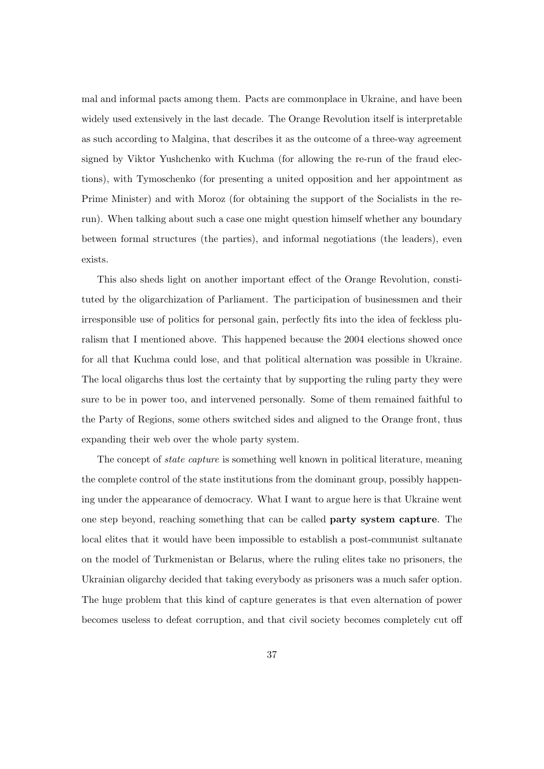mal and informal pacts among them. Pacts are commonplace in Ukraine, and have been widely used extensively in the last decade. The Orange Revolution itself is interpretable as such according to Malgina, that describes it as the outcome of a three-way agreement signed by Viktor Yushchenko with Kuchma (for allowing the re-run of the fraud elections), with Tymoschenko (for presenting a united opposition and her appointment as Prime Minister) and with Moroz (for obtaining the support of the Socialists in the rerun). When talking about such a case one might question himself whether any boundary between formal structures (the parties), and informal negotiations (the leaders), even exists.

This also sheds light on another important effect of the Orange Revolution, constituted by the oligarchization of Parliament. The participation of businessmen and their irresponsible use of politics for personal gain, perfectly fits into the idea of feckless pluralism that I mentioned above. This happened because the 2004 elections showed once for all that Kuchma could lose, and that political alternation was possible in Ukraine. The local oligarchs thus lost the certainty that by supporting the ruling party they were sure to be in power too, and intervened personally. Some of them remained faithful to the Party of Regions, some others switched sides and aligned to the Orange front, thus expanding their web over the whole party system.

The concept of *state capture* is something well known in political literature, meaning the complete control of the state institutions from the dominant group, possibly happening under the appearance of democracy. What I want to argue here is that Ukraine went one step beyond, reaching something that can be called **party system capture**. The local elites that it would have been impossible to establish a post-communist sultanate on the model of Turkmenistan or Belarus, where the ruling elites take no prisoners, the Ukrainian oligarchy decided that taking everybody as prisoners was a much safer option. The huge problem that this kind of capture generates is that even alternation of power becomes useless to defeat corruption, and that civil society becomes completely cut off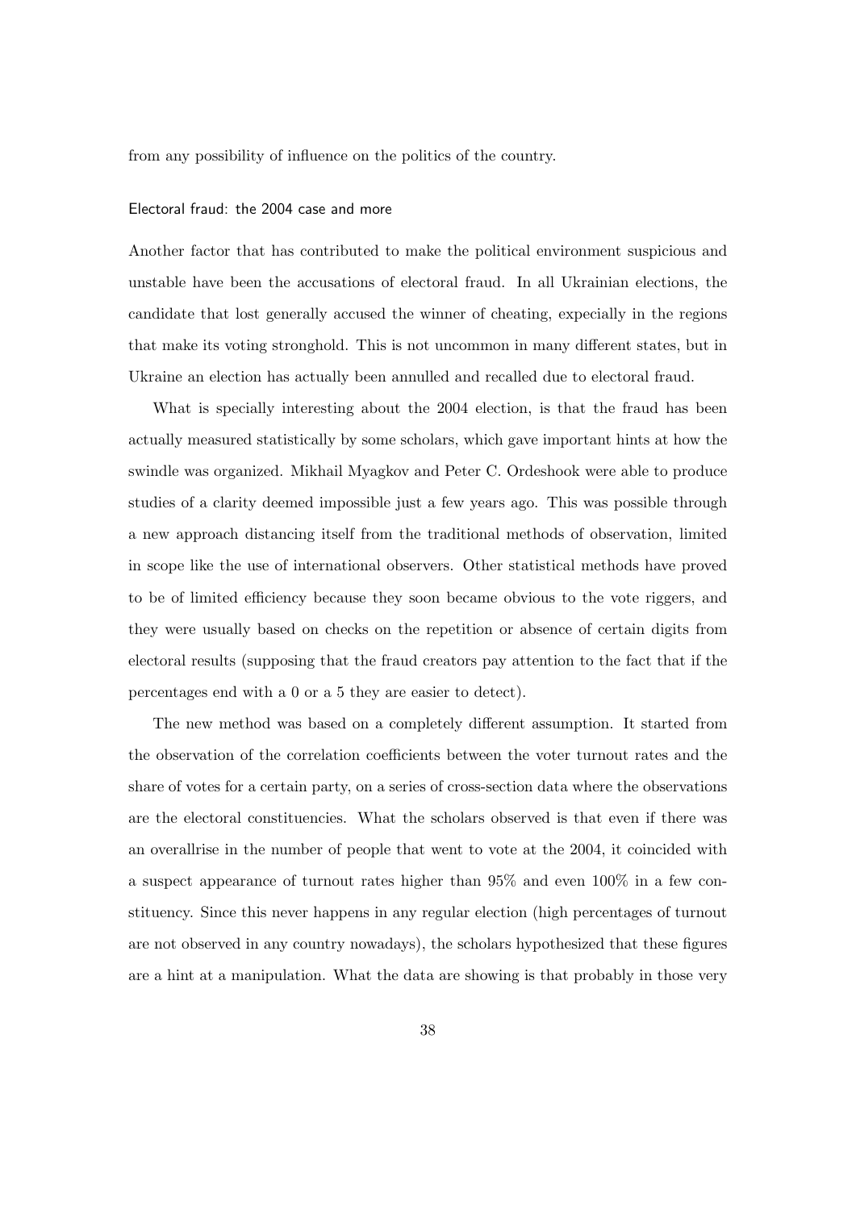from any possibility of influence on the politics of the country.

### Electoral fraud: the 2004 case and more

Another factor that has contributed to make the political environment suspicious and unstable have been the accusations of electoral fraud. In all Ukrainian elections, the candidate that lost generally accused the winner of cheating, expecially in the regions that make its voting stronghold. This is not uncommon in many different states, but in Ukraine an election has actually been annulled and recalled due to electoral fraud.

What is specially interesting about the 2004 election, is that the fraud has been actually measured statistically by some scholars, which gave important hints at how the swindle was organized. Mikhail Myagkov and Peter C. Ordeshook were able to produce studies of a clarity deemed impossible just a few years ago. This was possible through a new approach distancing itself from the traditional methods of observation, limited in scope like the use of international observers. Other statistical methods have proved to be of limited efficiency because they soon became obvious to the vote riggers, and they were usually based on checks on the repetition or absence of certain digits from electoral results (supposing that the fraud creators pay attention to the fact that if the percentages end with a 0 or a 5 they are easier to detect).

The new method was based on a completely different assumption. It started from the observation of the correlation coefficients between the voter turnout rates and the share of votes for a certain party, on a series of cross-section data where the observations are the electoral constituencies. What the scholars observed is that even if there was an overallrise in the number of people that went to vote at the 2004, it coincided with a suspect appearance of turnout rates higher than 95% and even 100% in a few constituency. Since this never happens in any regular election (high percentages of turnout are not observed in any country nowadays), the scholars hypothesized that these figures are a hint at a manipulation. What the data are showing is that probably in those very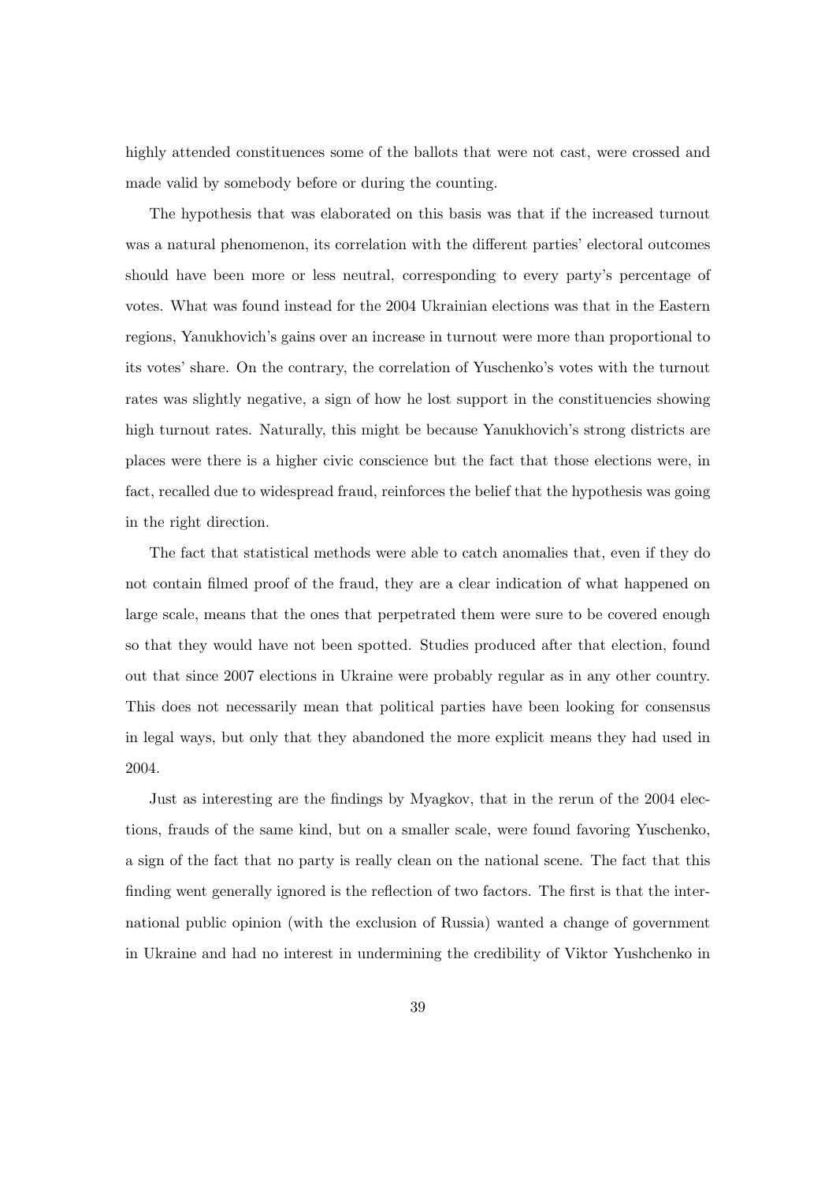highly attended constituences some of the ballots that were not cast, were crossed and made valid by somebody before or during the counting.

The hypothesis that was elaborated on this basis was that if the increased turnout was a natural phenomenon, its correlation with the different parties' electoral outcomes should have been more or less neutral, corresponding to every party's percentage of votes. What was found instead for the 2004 Ukrainian elections was that in the Eastern regions, Yanukhovich's gains over an increase in turnout were more than proportional to its votes' share. On the contrary, the correlation of Yuschenko's votes with the turnout rates was slightly negative, a sign of how he lost support in the constituencies showing high turnout rates. Naturally, this might be because Yanukhovich's strong districts are places were there is a higher civic conscience but the fact that those elections were, in fact, recalled due to widespread fraud, reinforces the belief that the hypothesis was going in the right direction.

The fact that statistical methods were able to catch anomalies that, even if they do not contain filmed proof of the fraud, they are a clear indication of what happened on large scale, means that the ones that perpetrated them were sure to be covered enough so that they would have not been spotted. Studies produced after that election, found out that since 2007 elections in Ukraine were probably regular as in any other country. This does not necessarily mean that political parties have been looking for consensus in legal ways, but only that they abandoned the more explicit means they had used in 2004.

Just as interesting are the findings by Myagkov, that in the rerun of the 2004 elections, frauds of the same kind, but on a smaller scale, were found favoring Yuschenko, a sign of the fact that no party is really clean on the national scene. The fact that this finding went generally ignored is the reflection of two factors. The first is that the international public opinion (with the exclusion of Russia) wanted a change of government in Ukraine and had no interest in undermining the credibility of Viktor Yushchenko in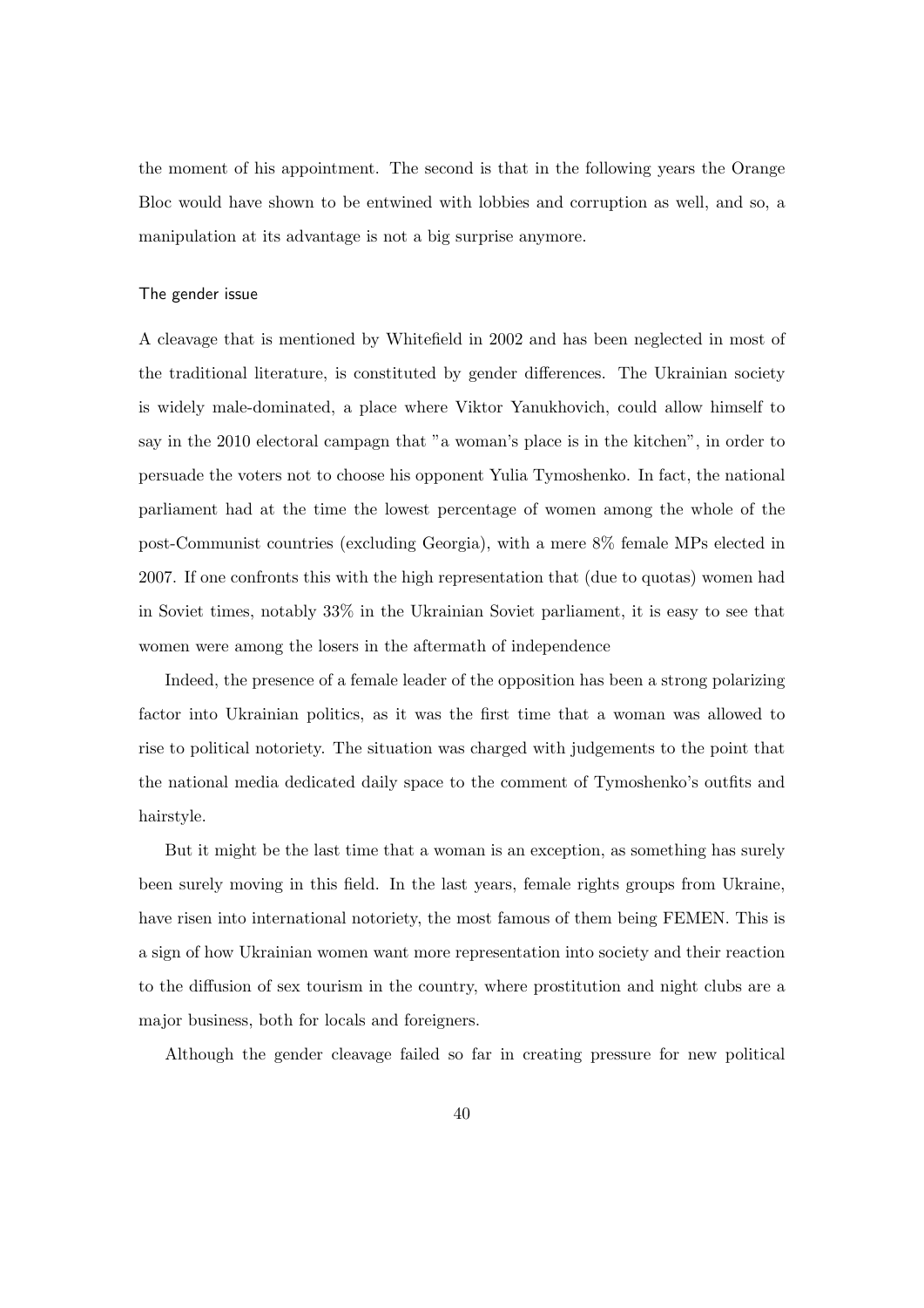the moment of his appointment. The second is that in the following years the Orange Bloc would have shown to be entwined with lobbies and corruption as well, and so, a manipulation at its advantage is not a big surprise anymore.

### The gender issue

A cleavage that is mentioned by Whitefield in 2002 and has been neglected in most of the traditional literature, is constituted by gender differences. The Ukrainian society is widely male-dominated, a place where Viktor Yanukhovich, could allow himself to say in the 2010 electoral campagn that "a woman's place is in the kitchen", in order to persuade the voters not to choose his opponent Yulia Tymoshenko. In fact, the national parliament had at the time the lowest percentage of women among the whole of the post-Communist countries (excluding Georgia), with a mere 8% female MPs elected in 2007. If one confronts this with the high representation that (due to quotas) women had in Soviet times, notably 33% in the Ukrainian Soviet parliament, it is easy to see that women were among the losers in the aftermath of independence

Indeed, the presence of a female leader of the opposition has been a strong polarizing factor into Ukrainian politics, as it was the first time that a woman was allowed to rise to political notoriety. The situation was charged with judgements to the point that the national media dedicated daily space to the comment of Tymoshenko's outfits and hairstyle.

But it might be the last time that a woman is an exception, as something has surely been surely moving in this field. In the last years, female rights groups from Ukraine, have risen into international notoriety, the most famous of them being FEMEN. This is a sign of how Ukrainian women want more representation into society and their reaction to the diffusion of sex tourism in the country, where prostitution and night clubs are a major business, both for locals and foreigners.

Although the gender cleavage failed so far in creating pressure for new political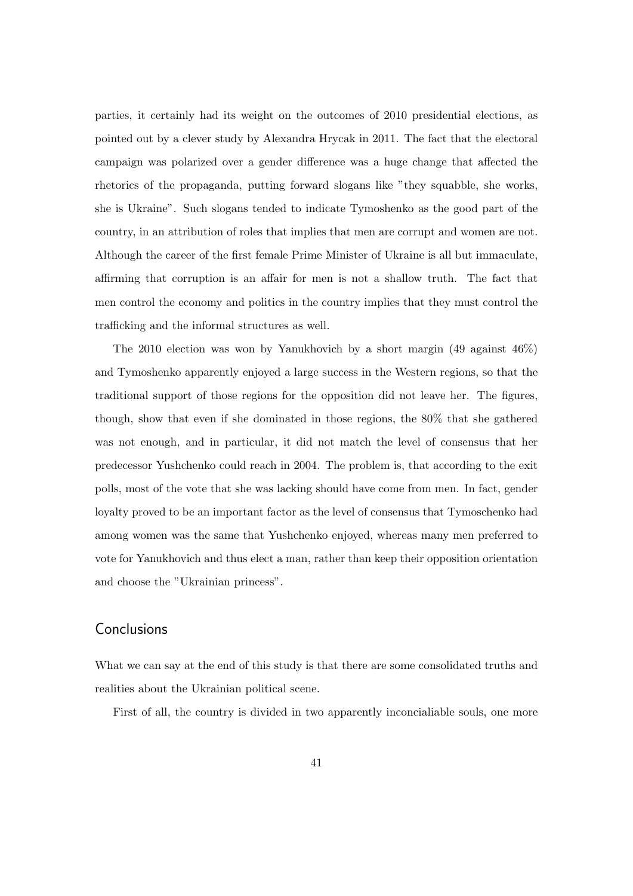parties, it certainly had its weight on the outcomes of 2010 presidential elections, as pointed out by a clever study by Alexandra Hrycak in 2011. The fact that the electoral campaign was polarized over a gender difference was a huge change that affected the rhetorics of the propaganda, putting forward slogans like "they squabble, she works, she is Ukraine". Such slogans tended to indicate Tymoshenko as the good part of the country, in an attribution of roles that implies that men are corrupt and women are not. Although the career of the first female Prime Minister of Ukraine is all but immaculate, affirming that corruption is an affair for men is not a shallow truth. The fact that men control the economy and politics in the country implies that they must control the trafficking and the informal structures as well.

The 2010 election was won by Yanukhovich by a short margin (49 against 46%) and Tymoshenko apparently enjoyed a large success in the Western regions, so that the traditional support of those regions for the opposition did not leave her. The figures, though, show that even if she dominated in those regions, the 80% that she gathered was not enough, and in particular, it did not match the level of consensus that her predecessor Yushchenko could reach in 2004. The problem is, that according to the exit polls, most of the vote that she was lacking should have come from men. In fact, gender loyalty proved to be an important factor as the level of consensus that Tymoschenko had among women was the same that Yushchenko enjoyed, whereas many men preferred to vote for Yanukhovich and thus elect a man, rather than keep their opposition orientation and choose the "Ukrainian princess".

## Conclusions

What we can say at the end of this study is that there are some consolidated truths and realities about the Ukrainian political scene.

First of all, the country is divided in two apparently inconcialiable souls, one more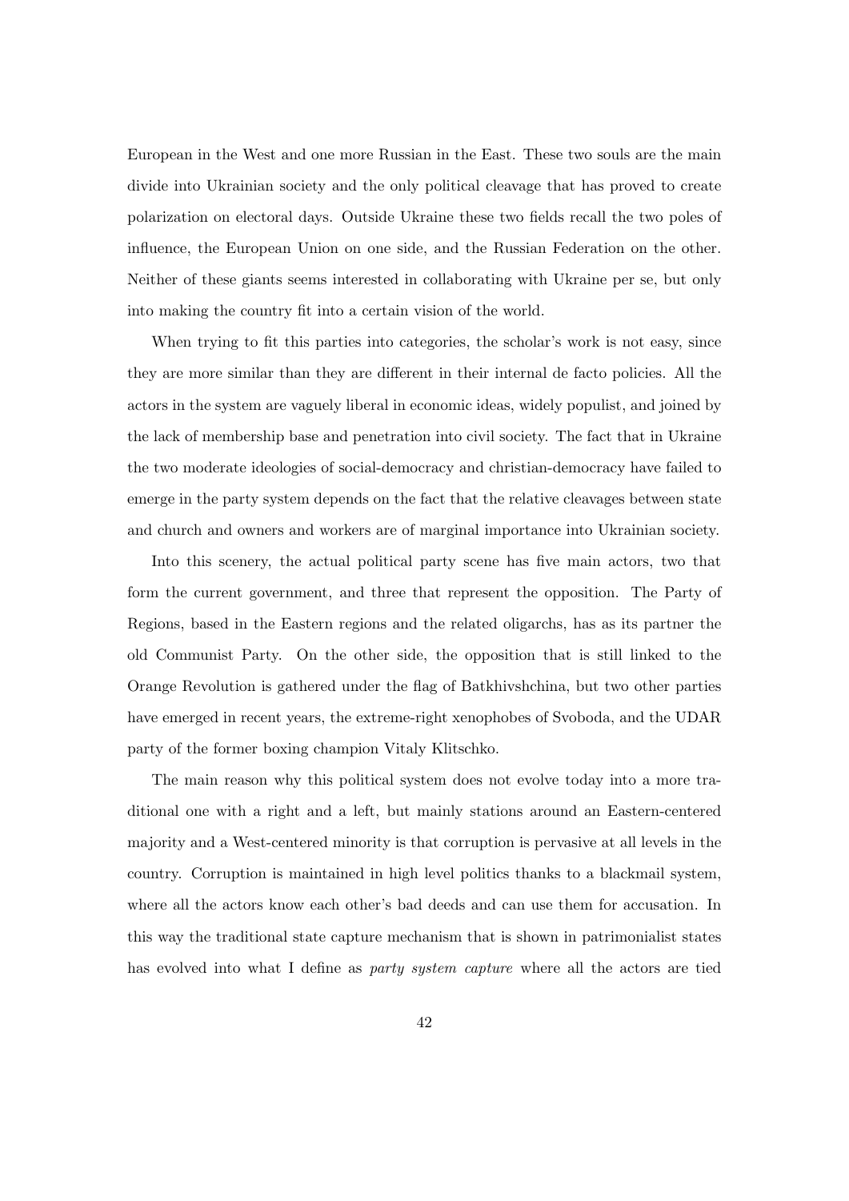European in the West and one more Russian in the East. These two souls are the main divide into Ukrainian society and the only political cleavage that has proved to create polarization on electoral days. Outside Ukraine these two fields recall the two poles of influence, the European Union on one side, and the Russian Federation on the other. Neither of these giants seems interested in collaborating with Ukraine per se, but only into making the country fit into a certain vision of the world.

When trying to fit this parties into categories, the scholar's work is not easy, since they are more similar than they are different in their internal de facto policies. All the actors in the system are vaguely liberal in economic ideas, widely populist, and joined by the lack of membership base and penetration into civil society. The fact that in Ukraine the two moderate ideologies of social-democracy and christian-democracy have failed to emerge in the party system depends on the fact that the relative cleavages between state and church and owners and workers are of marginal importance into Ukrainian society.

Into this scenery, the actual political party scene has five main actors, two that form the current government, and three that represent the opposition. The Party of Regions, based in the Eastern regions and the related oligarchs, has as its partner the old Communist Party. On the other side, the opposition that is still linked to the Orange Revolution is gathered under the flag of Batkhivshchina, but two other parties have emerged in recent years, the extreme-right xenophobes of Svoboda, and the UDAR party of the former boxing champion Vitaly Klitschko.

The main reason why this political system does not evolve today into a more traditional one with a right and a left, but mainly stations around an Eastern-centered majority and a West-centered minority is that corruption is pervasive at all levels in the country. Corruption is maintained in high level politics thanks to a blackmail system, where all the actors know each other's bad deeds and can use them for accusation. In this way the traditional state capture mechanism that is shown in patrimonialist states has evolved into what I define as *party system capture* where all the actors are tied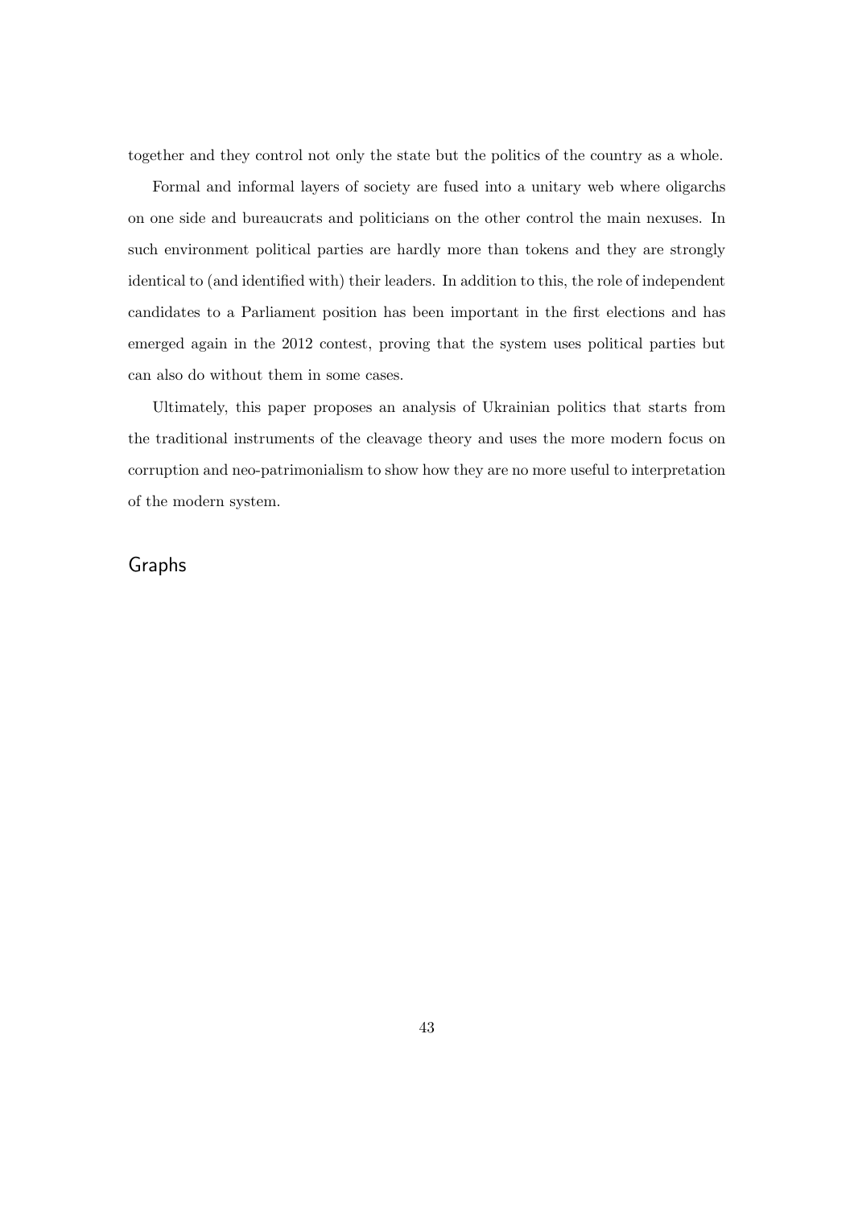together and they control not only the state but the politics of the country as a whole.

Formal and informal layers of society are fused into a unitary web where oligarchs on one side and bureaucrats and politicians on the other control the main nexuses. In such environment political parties are hardly more than tokens and they are strongly identical to (and identified with) their leaders. In addition to this, the role of independent candidates to a Parliament position has been important in the first elections and has emerged again in the 2012 contest, proving that the system uses political parties but can also do without them in some cases.

Ultimately, this paper proposes an analysis of Ukrainian politics that starts from the traditional instruments of the cleavage theory and uses the more modern focus on corruption and neo-patrimonialism to show how they are no more useful to interpretation of the modern system.

## Graphs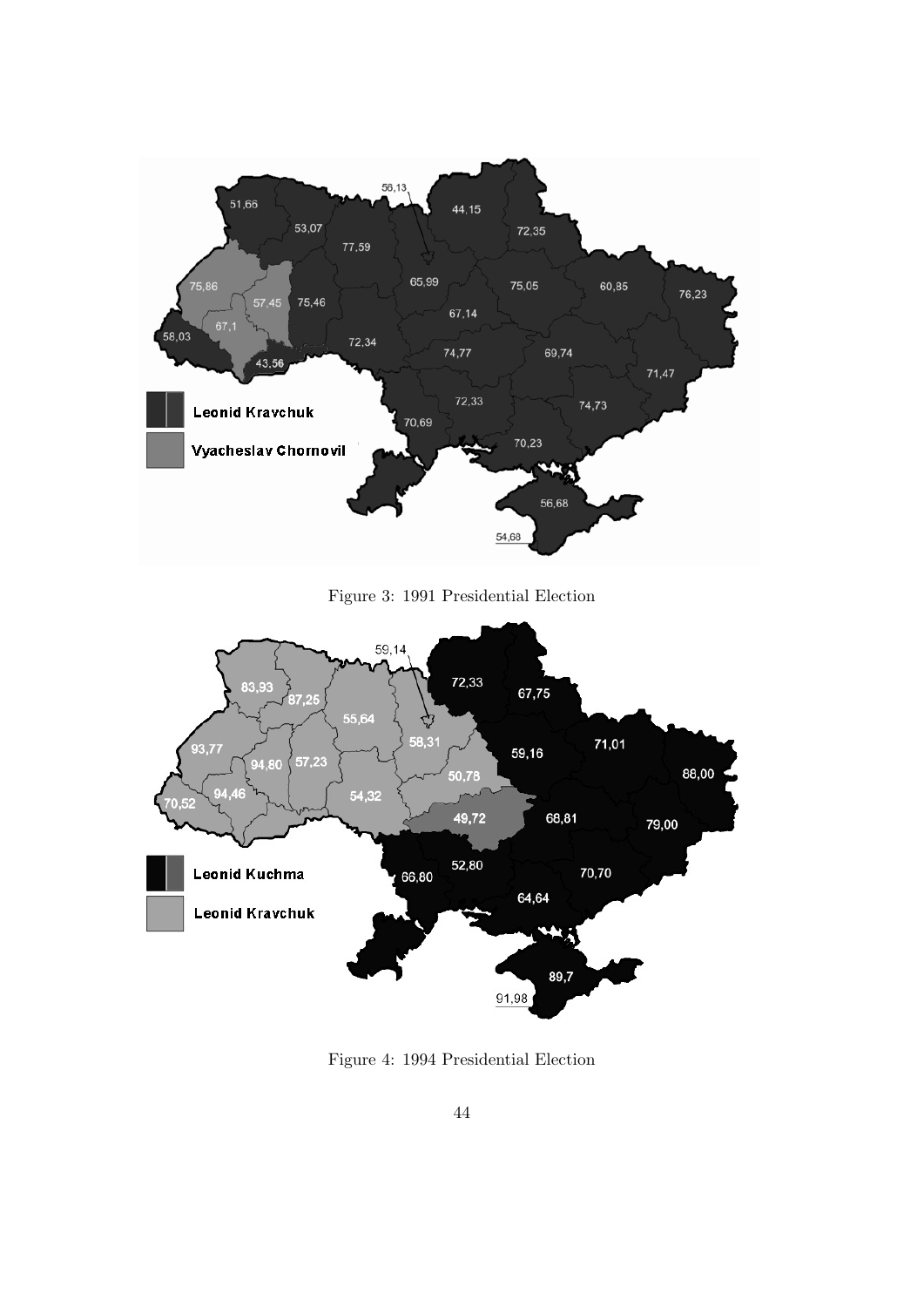Figure 3: 1991 Presidential Election

Figure 4: 1994 Presidential Election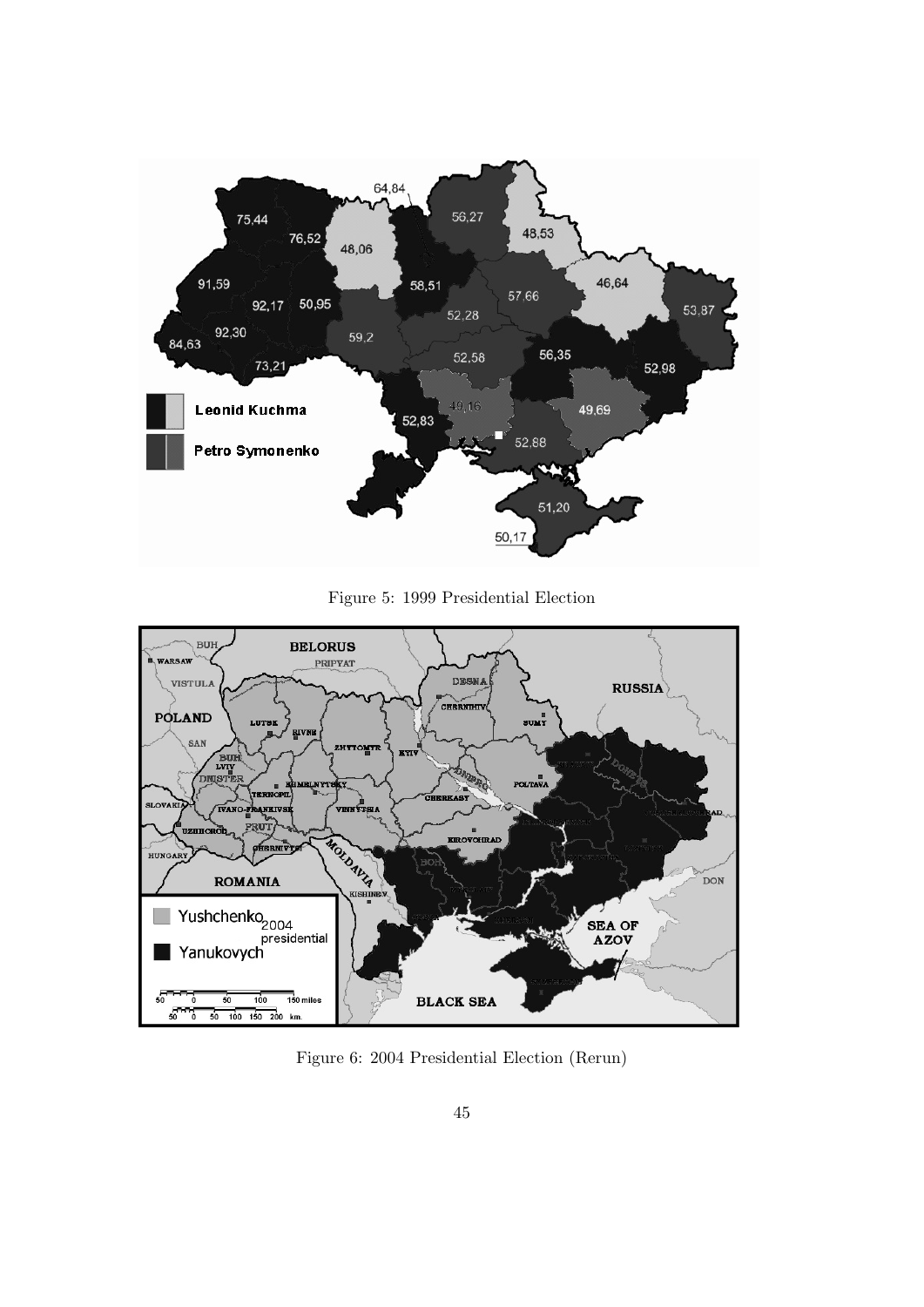Figure 5: 1999 Presidential Election

Figure 6: 2004 Presidential Election (Rerun)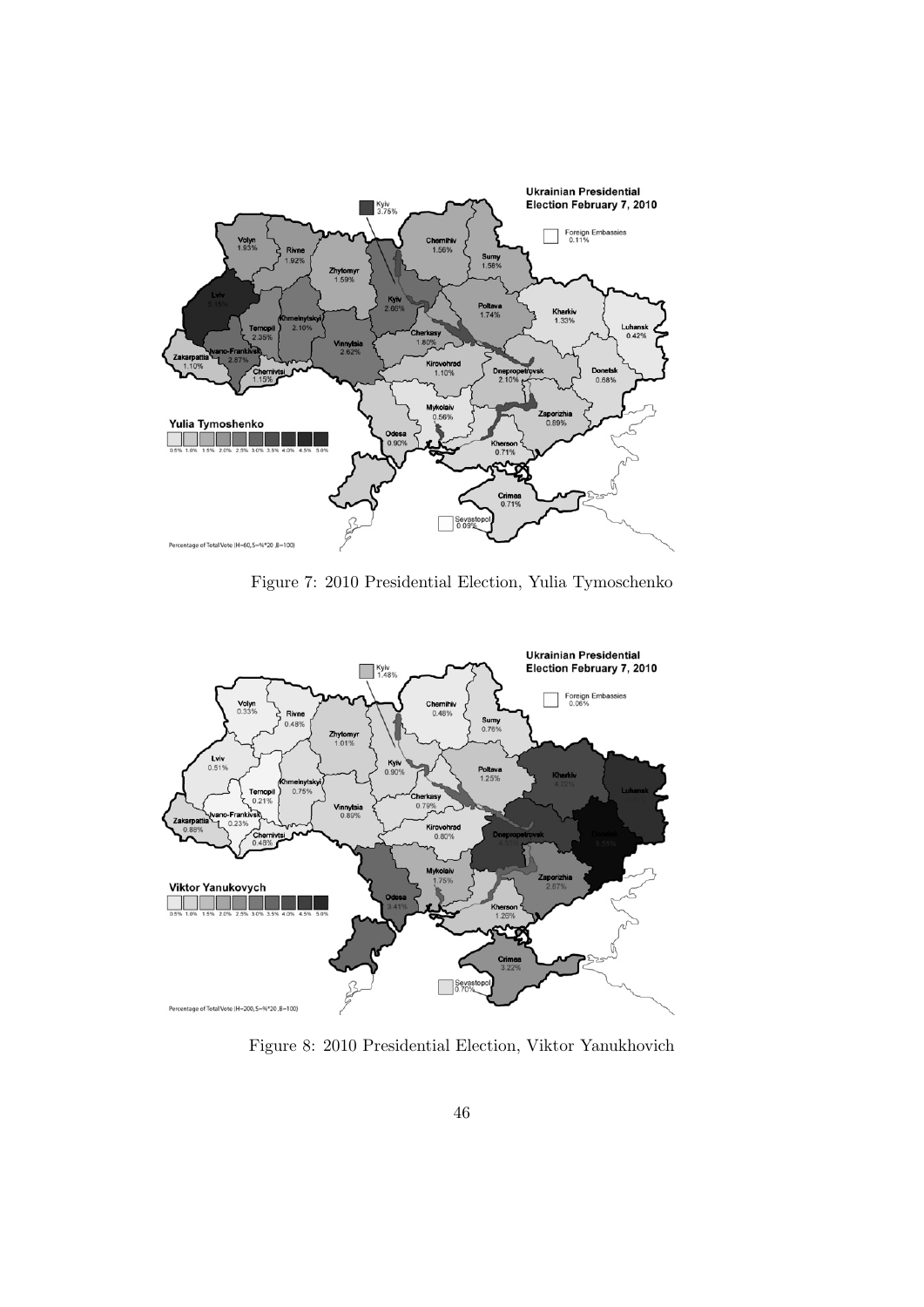Figure 7: 2010 Presidential Election, Yulia Tymoschenko

Figure 8: 2010 Presidential Election, Viktor Yanukhovich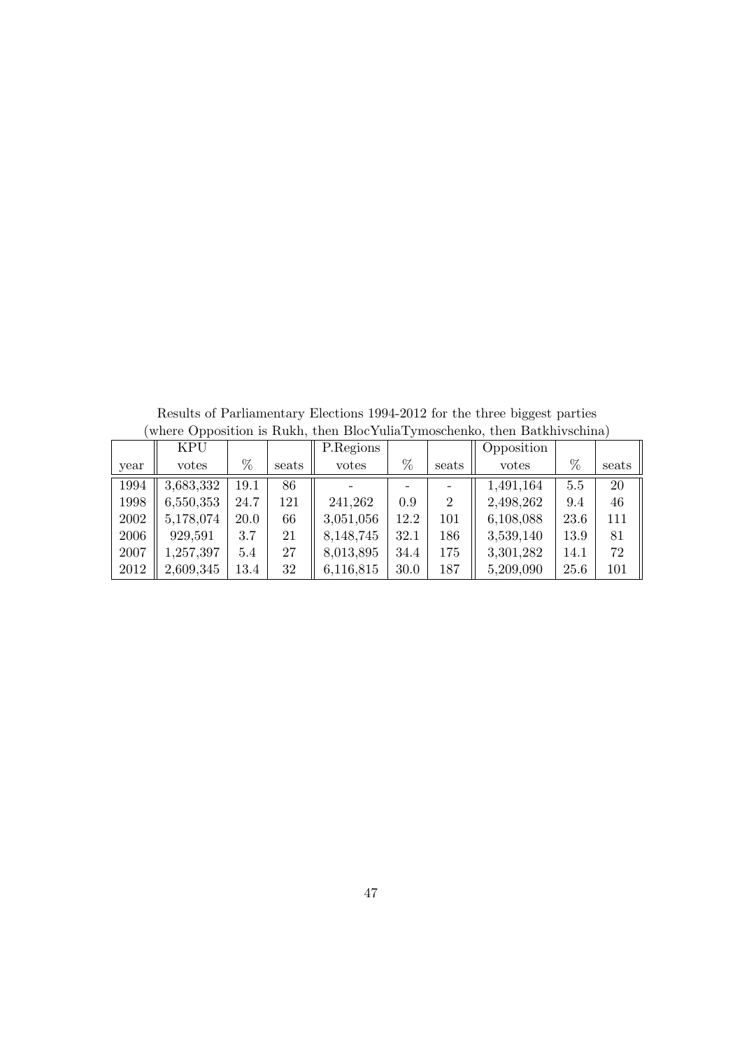Results of Parliamentary Elections 1994-2012 for the three biggest parties
(where Opposition is Rukh, then BlocYuliaTymoschenko, then Batkhivschina)

| | KPU | | | P.Regions | | | Opposition | | |
|---|---|---|---|---|---|---|---|---|---|
| year | votes | % | seats | votes | % | seats | votes | % | seats |
| 1994 | 3,683,332 | 19.1 | 86 | - | - | - | 1,491,164 | 5.5 | 20 |
| 1998 | 6,550,353 | 24.7 | 121 | 241,262 | 0.9 | 2 | 2,498,262 | 9.4 | 46 |
| 2002 | 5,178,074 | 20.0 | 66 | 3,051,056 | 12.2 | 101 | 6,108,088 | 23.6 | 111 |
| 2006 | 929,591 | 3.7 | 21 | 8,148,745 | 32.1 | 186 | 3,539,140 | 13.9 | 81 |
| 2007 | 1,257,397 | 5.4 | 27 | 8,013,895 | 34.4 | 175 | 3,301,282 | 14.1 | 72 |
| 2012 | 2,609,345 | 13.4 | 32 | 6,116,815 | 30.0 | 187 | 5,209,090 | 25.6 | 101 |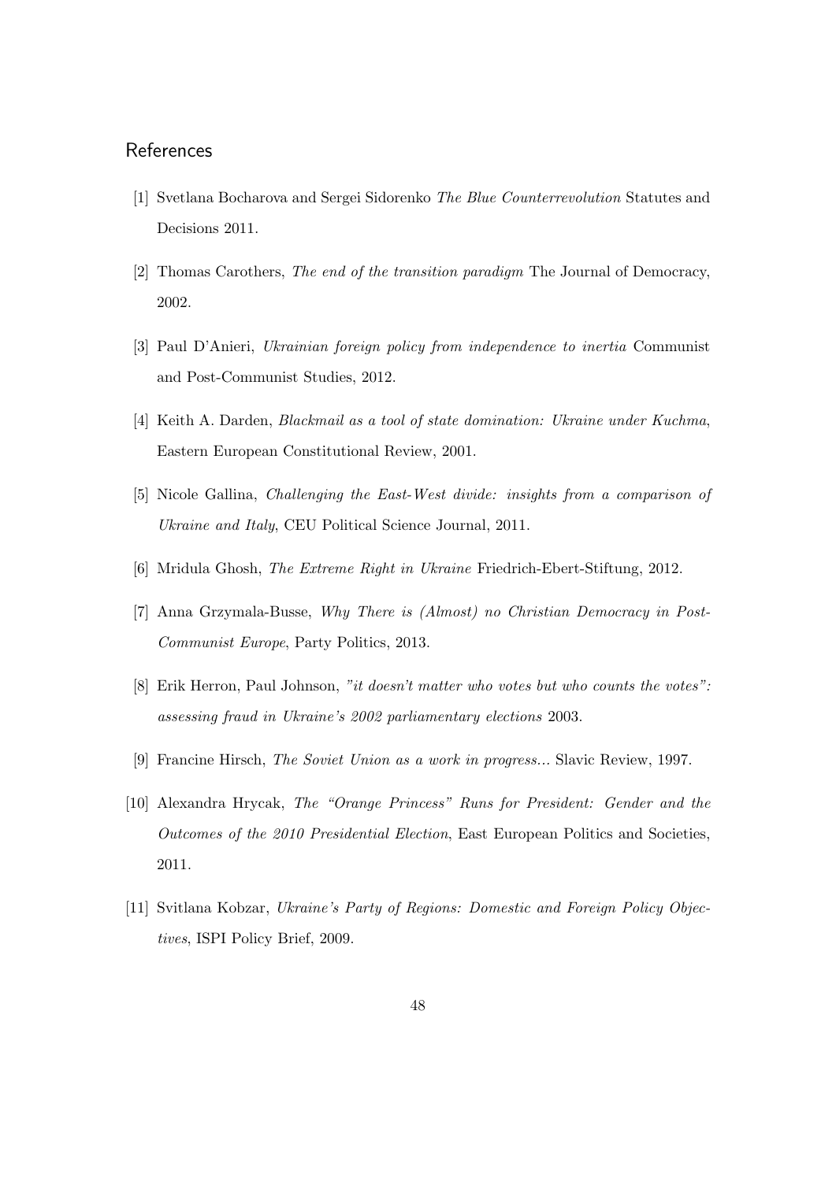## References

[1] Svetlana Bocharova and Sergei Sidorenko *The Blue Counterrevolution* Statutes and Decisions 2011.

[2] Thomas Carothers, *The end of the transition paradigm* The Journal of Democracy, 2002.

[3] Paul D'Anieri, *Ukrainian foreign policy from independence to inertia* Communist and Post-Communist Studies, 2012.

[4] Keith A. Darden, *Blackmail as a tool of state domination: Ukraine under Kuchma*, Eastern European Constitutional Review, 2001.

[5] Nicole Gallina, *Challenging the East-West divide: insights from a comparison of Ukraine and Italy*, CEU Political Science Journal, 2011.

[6] Mridula Ghosh, *The Extreme Right in Ukraine* Friedrich-Ebert-Stiftung, 2012.

[7] Anna Grzymala-Busse, *Why There is (Almost) no Christian Democracy in Post-Communist Europe*, Party Politics, 2013.

[8] Erik Herron, Paul Johnson, *"it doesn't matter who votes but who counts the votes": assessing fraud in Ukraine's 2002 parliamentary elections* 2003.

[9] Francine Hirsch, *The Soviet Union as a work in progress...* Slavic Review, 1997.

[10] Alexandra Hrycak, *The "Orange Princess" Runs for President: Gender and the Outcomes of the 2010 Presidential Election*, East European Politics and Societies, 2011.

[11] Svitlana Kobzar, *Ukraine's Party of Regions: Domestic and Foreign Policy Objectives*, ISPI Policy Brief, 2009.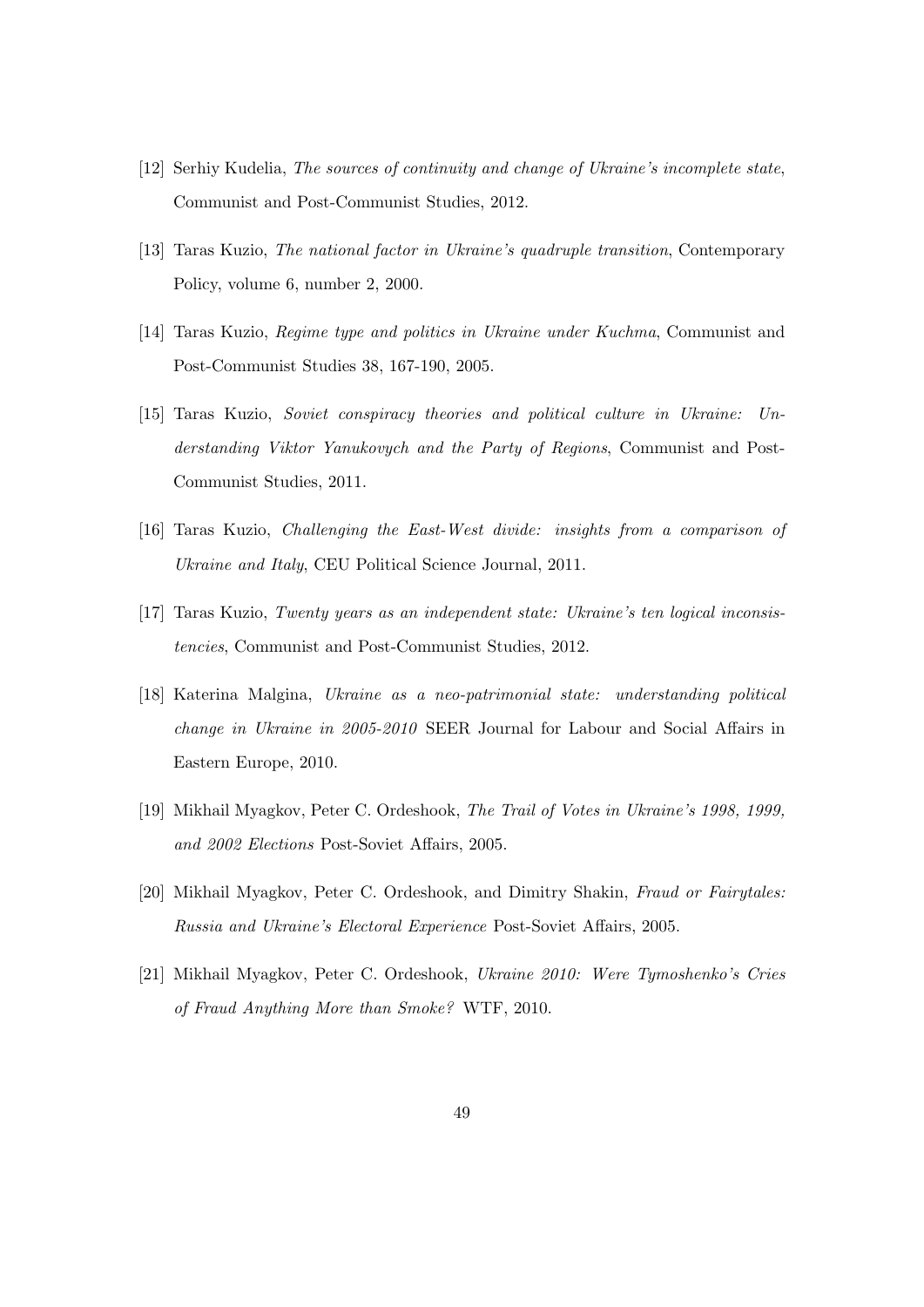[12] Serhiy Kudelia, *The sources of continuity and change of Ukraine's incomplete state*, Communist and Post-Communist Studies, 2012.

[13] Taras Kuzio, *The national factor in Ukraine's quadruple transition*, Contemporary Policy, volume 6, number 2, 2000.

[14] Taras Kuzio, *Regime type and politics in Ukraine under Kuchma*, Communist and Post-Communist Studies 38, 167-190, 2005.

[15] Taras Kuzio, *Soviet conspiracy theories and political culture in Ukraine: Understanding Viktor Yanukovych and the Party of Regions*, Communist and Post-Communist Studies, 2011.

[16] Taras Kuzio, *Challenging the East-West divide: insights from a comparison of Ukraine and Italy*, CEU Political Science Journal, 2011.

[17] Taras Kuzio, *Twenty years as an independent state: Ukraine's ten logical inconsistencies*, Communist and Post-Communist Studies, 2012.

[18] Katerina Malgina, *Ukraine as a neo-patrimonial state: understanding political change in Ukraine in 2005-2010* SEER Journal for Labour and Social Affairs in Eastern Europe, 2010.

[19] Mikhail Myagkov, Peter C. Ordeshook, *The Trail of Votes in Ukraine's 1998, 1999, and 2002 Elections* Post-Soviet Affairs, 2005.

[20] Mikhail Myagkov, Peter C. Ordeshook, and Dimitry Shakin, *Fraud or Fairytales: Russia and Ukraine's Electoral Experience* Post-Soviet Affairs, 2005.

[21] Mikhail Myagkov, Peter C. Ordeshook, *Ukraine 2010: Were Tymoshenko's Cries of Fraud Anything More than Smoke?* WTF, 2010.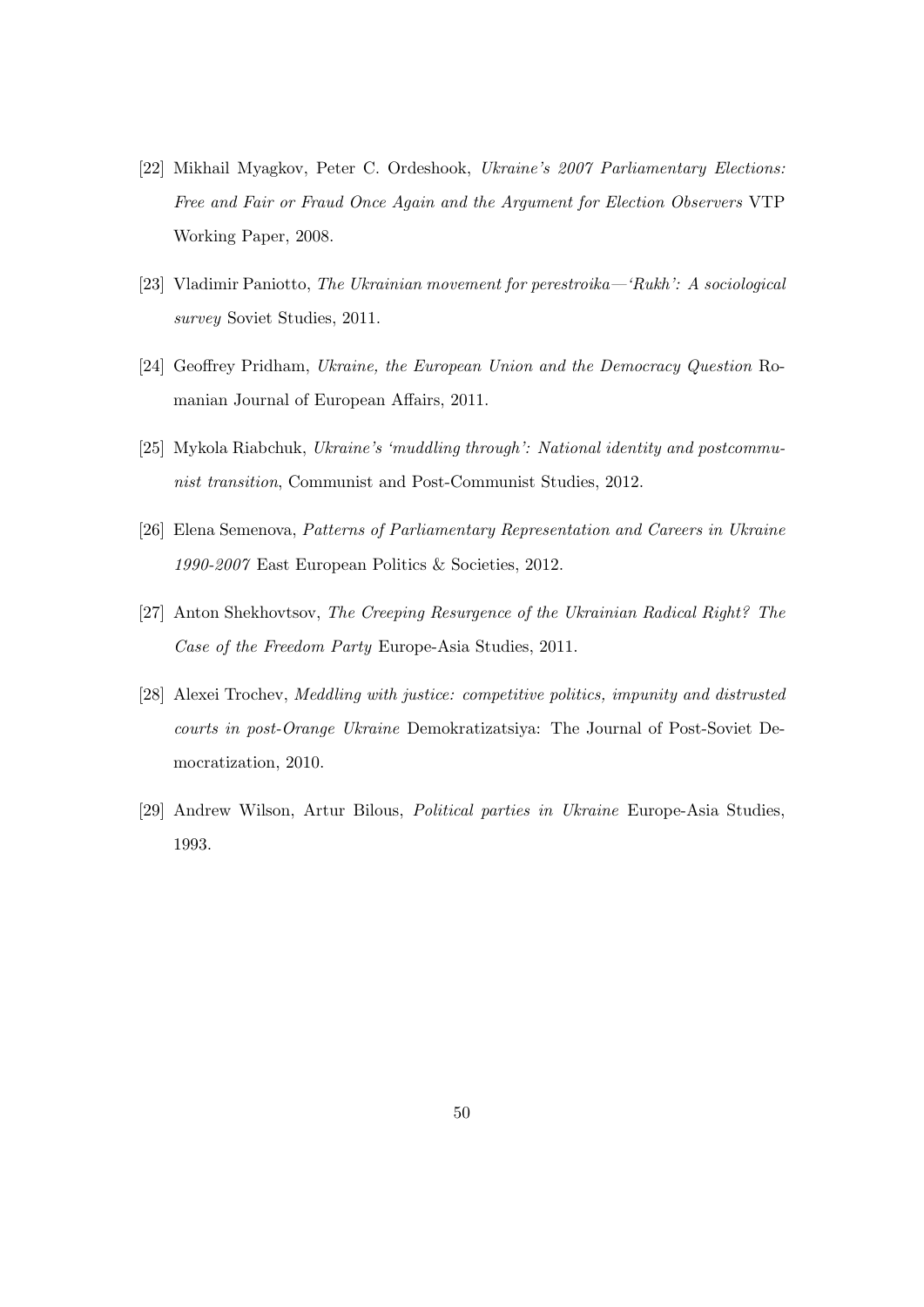[22] Mikhail Myagkov, Peter C. Ordeshook, *Ukraine's 2007 Parliamentary Elections: Free and Fair or Fraud Once Again and the Argument for Election Observers* VTP Working Paper, 2008.

[23] Vladimir Paniotto, *The Ukrainian movement for perestroika—'Rukh': A sociological survey* Soviet Studies, 2011.

[24] Geoffrey Pridham, *Ukraine, the European Union and the Democracy Question* Romanian Journal of European Affairs, 2011.

[25] Mykola Riabchuk, *Ukraine's 'muddling through': National identity and postcommunist transition*, Communist and Post-Communist Studies, 2012.

[26] Elena Semenova, *Patterns of Parliamentary Representation and Careers in Ukraine 1990-2007* East European Politics & Societies, 2012.

[27] Anton Shekhovtsov, *The Creeping Resurgence of the Ukrainian Radical Right? The Case of the Freedom Party* Europe-Asia Studies, 2011.

[28] Alexei Trochev, *Meddling with justice: competitive politics, impunity and distrusted courts in post-Orange Ukraine* Demokratizatsiya: The Journal of Post-Soviet Democratization, 2010.

[29] Andrew Wilson, Artur Bilous, *Political parties in Ukraine* Europe-Asia Studies, 1993.